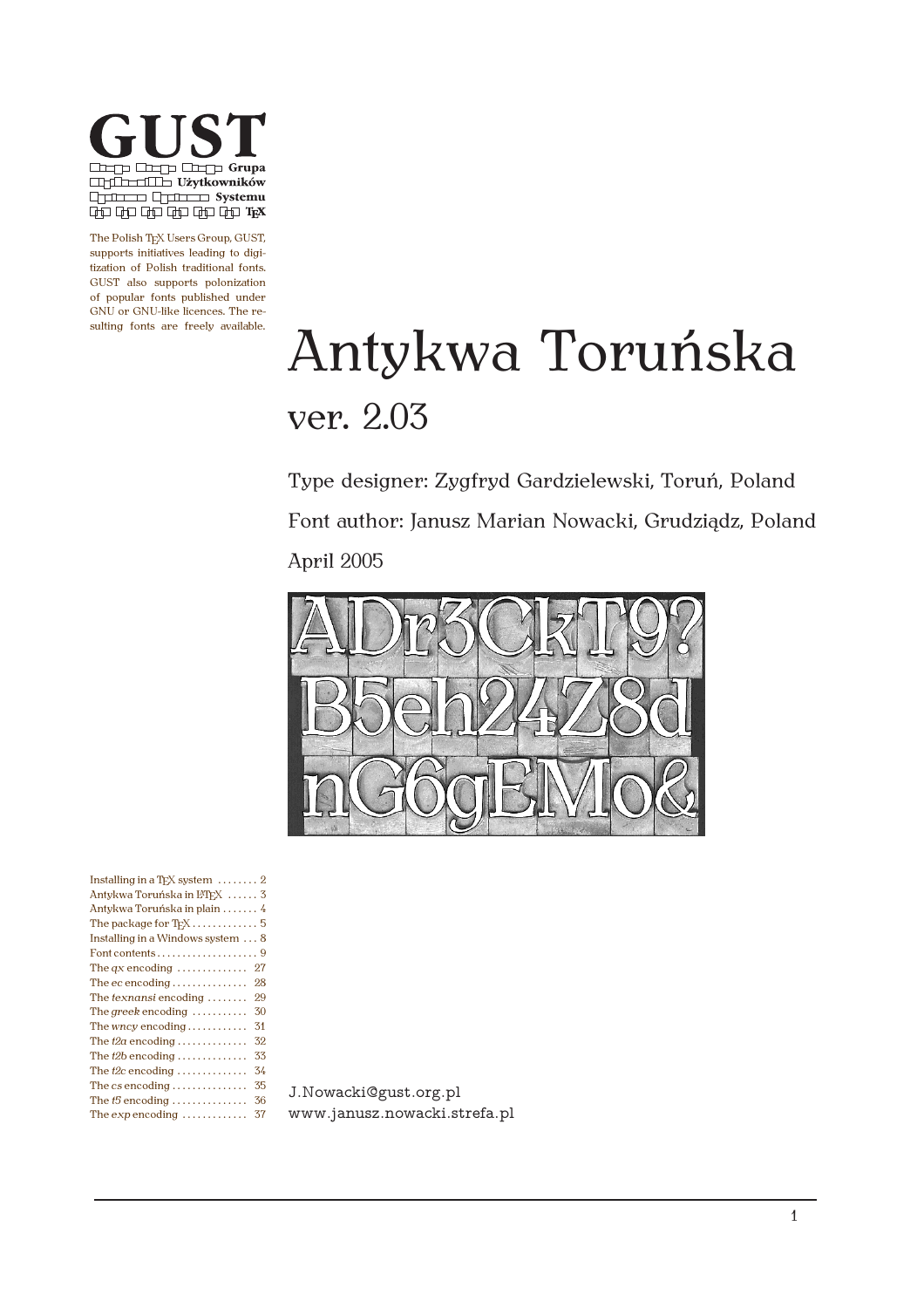**GUST**

Grupa
Użytkowników
Systemu
TEX

The Polish TEX Users Group, GUST, supports initiatives leading to digitization of Polish traditional fonts. GUST also supports polonization of popular fonts published under GNU or GNU-like licences. The resulting fonts are freely available.

# Antykwa Toruńska

## ver. 2.03

Type designer: Zygfryd Gardzielewski, Toruń, Poland

Font author: Janusz Marian Nowacki, Grudziądz, Poland

April 2005

| | |
|---|---|
| Installing in a TEX system | 2 |
| Antykwa Toruńska in LATEX | 3 |
| Antykwa Toruńska in plain | 4 |
| The package for TEX | 5 |
| Installing in a Windows system | 8 |
| Font contents | 9 |
| The *qx* encoding | 27 |
| The *ec* encoding | 28 |
| The *texnansi* encoding | 29 |
| The *greek* encoding | 30 |
| The *wncy* encoding | 31 |
| The *t2a* encoding | 32 |
| The *t2b* encoding | 33 |
| The *t2c* encoding | 34 |
| The *cs* encoding | 35 |
| The *t5* encoding | 36 |
| The *exp* encoding | 37 |

J.Nowacki@gust.org.pl
www.janusz.nowacki.strefa.pl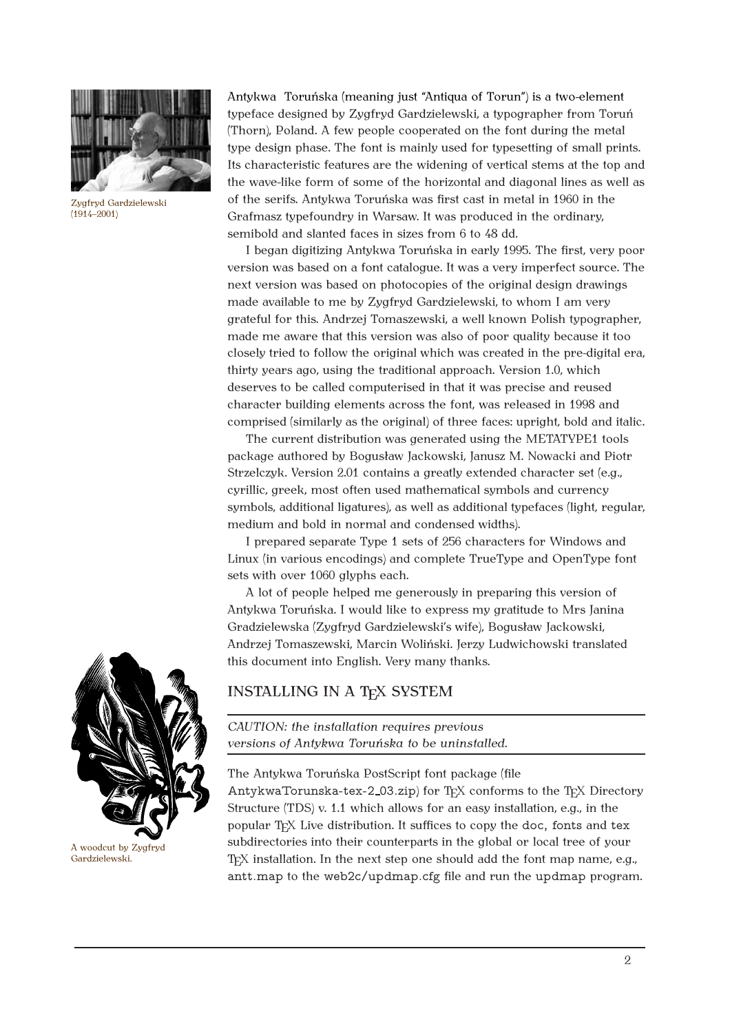Zygfryd Gardzielewski (1914–2001)

Antykwa Toruńska (meaning just "Antiqua of Torun") is a two-element typeface designed by Zygfryd Gardzielewski, a typographer from Toruń (Thorn), Poland. A few people cooperated on the font during the metal type design phase. The font is mainly used for typesetting of small prints. Its characteristic features are the widening of vertical stems at the top and the wave-like form of some of the horizontal and diagonal lines as well as of the serifs. Antykwa Toruńska was first cast in metal in 1960 in the Grafmasz typefoundry in Warsaw. It was produced in the ordinary, semibold and slanted faces in sizes from 6 to 48 dd.

I began digitizing Antykwa Toruńska in early 1995. The first, very poor version was based on a font catalogue. It was a very imperfect source. The next version was based on photocopies of the original design drawings made available to me by Zygfryd Gardzielewski, to whom I am very grateful for this. Andrzej Tomaszewski, a well known Polish typographer, made me aware that this version was also of poor quality because it too closely tried to follow the original which was created in the pre-digital era, thirty years ago, using the traditional approach. Version 1.0, which deserves to be called computerised in that it was precise and reused character building elements across the font, was released in 1998 and comprised (similarly as the original) of three faces: upright, bold and italic.

The current distribution was generated using the METATYPE1 tools package authored by Bogusław Jackowski, Janusz M. Nowacki and Piotr Strzelczyk. Version 2.01 contains a greatly extended character set (e.g., cyrillic, greek, most often used mathematical symbols and currency symbols, additional ligatures), as well as additional typefaces (light, regular, medium and bold in normal and condensed widths).

I prepared separate Type 1 sets of 256 characters for Windows and Linux (in various encodings) and complete TrueType and OpenType font sets with over 1060 glyphs each.

A lot of people helped me generously in preparing this version of Antykwa Toruńska. I would like to express my gratitude to Mrs Janina Gradzielewska (Zygfryd Gardzielewski's wife), Bogusław Jackowski, Andrzej Tomaszewski, Marcin Woliński. Jerzy Ludwichowski translated this document into English. Very many thanks.

A woodcut by Zygfryd Gardzielewski.

## INSTALLING IN A TEX SYSTEM

---

*CAUTION: the installation requires previous versions of Antykwa Toruńska to be uninstalled.*

---

The Antykwa Toruńska PostScript font package (file `AntykwaTorunska-tex-2_03.zip`) for TEX conforms to the TEX Directory Structure (TDS) v. 1.1 which allows for an easy installation, e.g., in the popular TEX Live distribution. It suffices to copy the `doc`, `fonts` and `tex` subdirectories into their counterparts in the global or local tree of your TEX installation. In the next step one should add the font map name, e.g., `antt.map` to the `web2c/updmap.cfg` file and run the `updmap` program.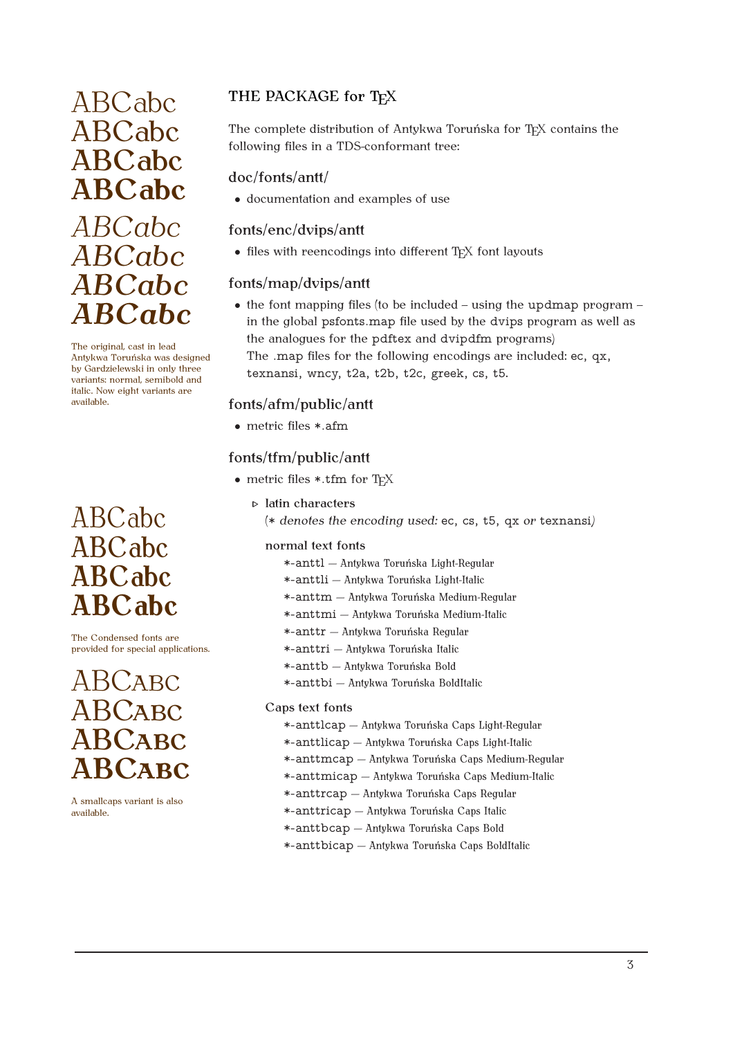ABCabc
ABCabc
ABCabc
ABCabc
ABCabc
ABCabc
ABCabc
ABCabc

The original, cast in lead Antykwa Toruńska was designed by Gardzielewski in only three variants: normal, semibold and italic. Now eight variants are available.

ABCabc
ABCabc
ABCabc
ABCabc

The Condensed fonts are provided for special applications.

ABCABC
ABCABC
ABCABC
ABCABC

A smallcaps variant is also available.

## THE PACKAGE for TEX

The complete distribution of Antykwa Toruńska for TEX contains the following files in a TDS-conformant tree:

### doc/fonts/antt/

- documentation and examples of use

### fonts/enc/dvips/antt

- files with reencodings into different TEX font layouts

### fonts/map/dvips/antt

- the font mapping files (to be included – using the `updmap` program – in the global `psfonts.map` file used by the `dvips` program as well as the analogues for the `pdftex` and `dvipdfm` programs)
  The .map files for the following encodings are included: `ec`, `qx`, `texnansi`, `wncy`, `t2a`, `t2b`, `t2c`, `greek`, `cs`, `t5`.

### fonts/afm/public/antt

- metric files `*.afm`

### fonts/tfm/public/antt

- metric files `*.tfm` for TEX
  - ▷ latin characters
    (`*` *denotes the encoding used:* `ec`, `cs`, `t5`, `qx` *or* `texnansi`)

normal text fonts

- `*-anttl` — Antykwa Toruńska Light-Regular
- `*-anttli` — Antykwa Toruńska Light-Italic
- `*-anttm` — Antykwa Toruńska Medium-Regular
- `*-anttmi` — Antykwa Toruńska Medium-Italic
- `*-anttr` — Antykwa Toruńska Regular
- `*-anttri` — Antykwa Toruńska Italic
- `*-anttb` — Antykwa Toruńska Bold
- `*-anttbi` — Antykwa Toruńska BoldItalic

Caps text fonts

- `*-anttlcap` — Antykwa Toruńska Caps Light-Regular
- `*-anttlicap` — Antykwa Toruńska Caps Light-Italic
- `*-anttmcap` — Antykwa Toruńska Caps Medium-Regular
- `*-anttmicap` — Antykwa Toruńska Caps Medium-Italic
- `*-anttrcap` — Antykwa Toruńska Caps Regular
- `*-anttricap` — Antykwa Toruńska Caps Italic
- `*-anttbcap` — Antykwa Toruńska Caps Bold
- `*-anttbicap` — Antykwa Toruńska Caps BoldItalic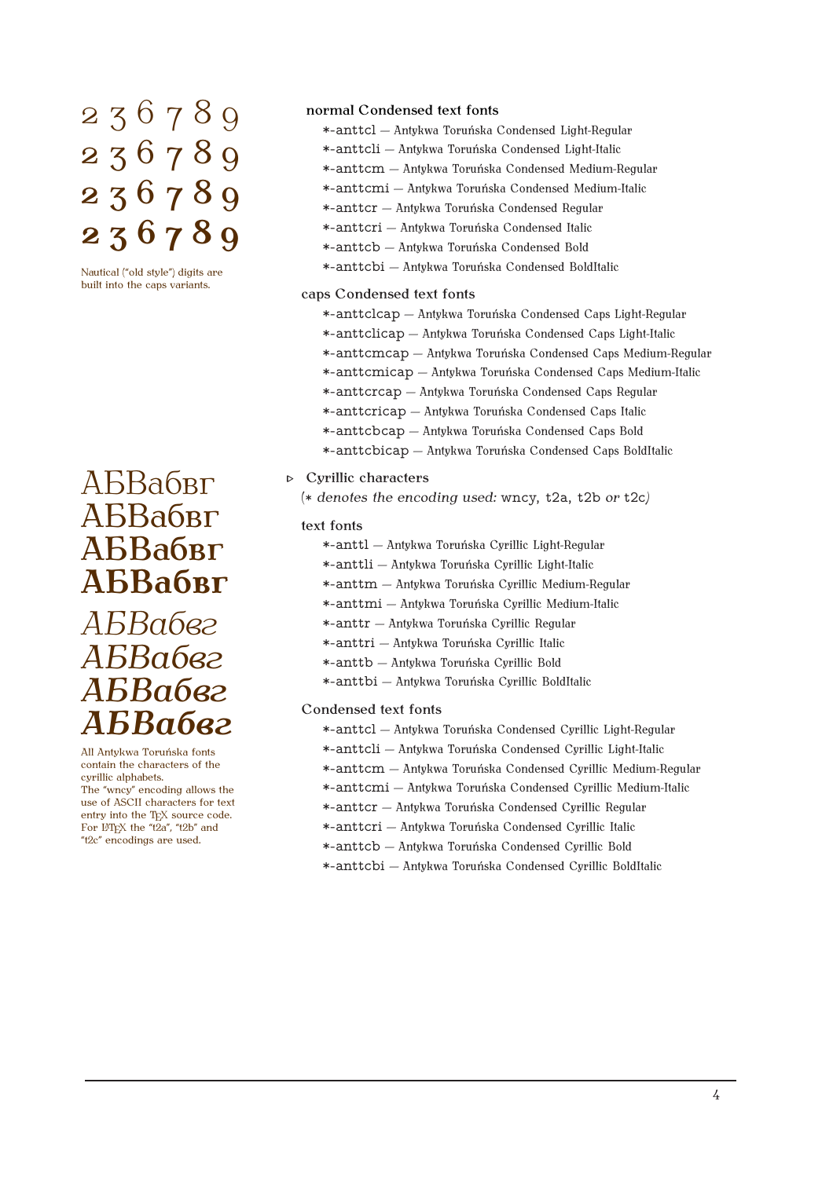2 3 6 7 8 9
2 3 6 7 8 9
**2 3 6 7 8 9**
**2 3 6 7 8 9**

Nautical ("old style") digits are built into the caps variants.

АБВабвг
АБВабвг
**АБВабвг**
**АБВабвг**

*АБВабвг*
*АБВабвг*
***АБВабвг***
***АБВабвг***

All Antykwa Toruńska fonts contain the characters of the cyrillic alphabets.
The "wncy" encoding allows the use of ASCII characters for text entry into the TEX source code. For LATEX the "t2a", "t2b" and "t2c" encodings are used.

### normal Condensed text fonts

- *-anttcl — Antykwa Toruńska Condensed Light-Regular
- *-anttcli — Antykwa Toruńska Condensed Light-Italic
- *-anttcm — Antykwa Toruńska Condensed Medium-Regular
- *-anttcmi — Antykwa Toruńska Condensed Medium-Italic
- *-anttcr — Antykwa Toruńska Condensed Regular
- *-anttcri — Antykwa Toruńska Condensed Italic
- *-anttcb — Antykwa Toruńska Condensed Bold
- *-anttcbi — Antykwa Toruńska Condensed BoldItalic

### caps Condensed text fonts

- *-anttclcap — Antykwa Toruńska Condensed Caps Light-Regular
- *-anttclicap — Antykwa Toruńska Condensed Caps Light-Italic
- *-anttcmcap — Antykwa Toruńska Condensed Caps Medium-Regular
- *-anttcmicap — Antykwa Toruńska Condensed Caps Medium-Italic
- *-anttcrcap — Antykwa Toruńska Condensed Caps Regular
- *-anttcricap — Antykwa Toruńska Condensed Caps Italic
- *-anttcbcap — Antykwa Toruńska Condensed Caps Bold
- *-anttcbicap — Antykwa Toruńska Condensed Caps BoldItalic

## ▹ Cyrillic characters

(* *denotes the encoding used:* wncy, t2a, t2b *or* t2c)

### text fonts

- *-anttl — Antykwa Toruńska Cyrillic Light-Regular
- *-anttli — Antykwa Toruńska Cyrillic Light-Italic
- *-anttm — Antykwa Toruńska Cyrillic Medium-Regular
- *-anttmi — Antykwa Toruńska Cyrillic Medium-Italic
- *-anttr — Antykwa Toruńska Cyrillic Regular
- *-anttri — Antykwa Toruńska Cyrillic Italic
- *-anttb — Antykwa Toruńska Cyrillic Bold
- *-anttbi — Antykwa Toruńska Cyrillic BoldItalic

### Condensed text fonts

- *-anttcl — Antykwa Toruńska Condensed Cyrillic Light-Regular
- *-anttcli — Antykwa Toruńska Condensed Cyrillic Light-Italic
- *-anttcm — Antykwa Toruńska Condensed Cyrillic Medium-Regular
- *-anttcmi — Antykwa Toruńska Condensed Cyrillic Medium-Italic
- *-anttcr — Antykwa Toruńska Condensed Cyrillic Regular
- *-anttcri — Antykwa Toruńska Condensed Cyrillic Italic
- *-anttcb — Antykwa Toruńska Condensed Cyrillic Bold
- *-anttcbi — Antykwa Toruńska Condensed Cyrillic BoldItalic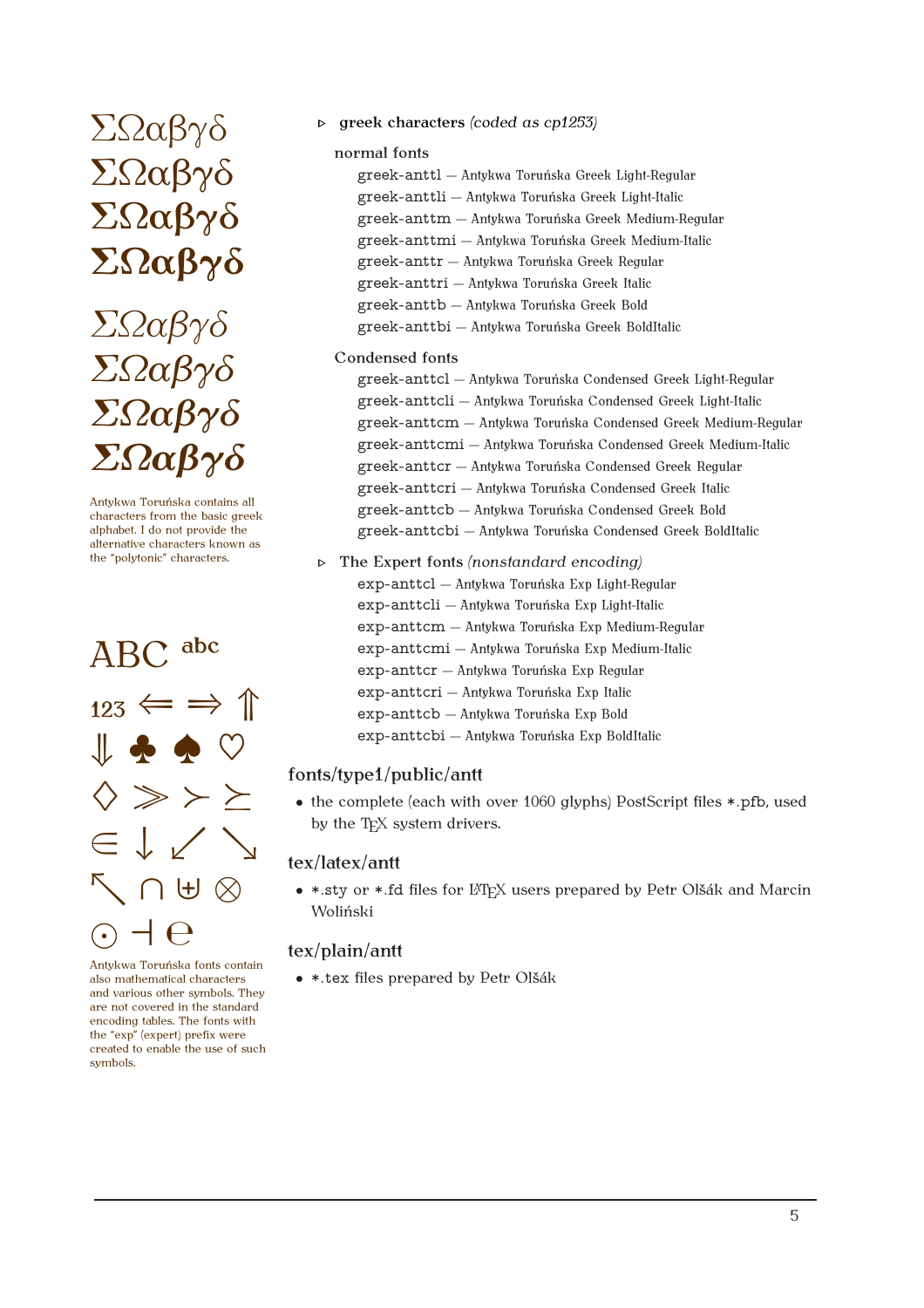ΣΩαβγδ
ΣΩαβγδ
ΣΩαβγδ
ΣΩαβγδ

ΣΩαβγδ
ΣΩαβγδ
ΣΩαβγδ
ΣΩαβγδ

Antykwa Toruńska contains all characters from the basic greek alphabet. I do not provide the alternative characters known as the "polytonic" characters.

ABC abc

123 ⇐ ⇒ ⇑
⇓ ♣ ♠ ♡
◇ ≫ ≻ ⪰
∈ ↓ ↙ ↘
↖ ∩ ⊎ ⊗
⊙ ⊣ ℮

Antykwa Toruńska fonts contain also mathematical characters and various other symbols. They are not covered in the standard encoding tables. The fonts with the "exp" (expert) prefix were created to enable the use of such symbols.

- **greek characters** *(coded as cp1253)*

  normal fonts

  - greek-anttl — Antykwa Toruńska Greek Light-Regular
  - greek-anttli — Antykwa Toruńska Greek Light-Italic
  - greek-anttm — Antykwa Toruńska Greek Medium-Regular
  - greek-anttmi — Antykwa Toruńska Greek Medium-Italic
  - greek-anttr — Antykwa Toruńska Greek Regular
  - greek-anttri — Antykwa Toruńska Greek Italic
  - greek-anttb — Antykwa Toruńska Greek Bold
  - greek-anttbi — Antykwa Toruńska Greek BoldItalic

  Condensed fonts

  - greek-anttcl — Antykwa Toruńska Condensed Greek Light-Regular
  - greek-anttcli — Antykwa Toruńska Condensed Greek Light-Italic
  - greek-anttcm — Antykwa Toruńska Condensed Greek Medium-Regular
  - greek-anttcmi — Antykwa Toruńska Condensed Greek Medium-Italic
  - greek-anttcr — Antykwa Toruńska Condensed Greek Regular
  - greek-anttcri — Antykwa Toruńska Condensed Greek Italic
  - greek-anttcb — Antykwa Toruńska Condensed Greek Bold
  - greek-anttcbi — Antykwa Toruńska Condensed Greek BoldItalic

- The Expert fonts *(nonstandard encoding)*

  - exp-anttcl — Antykwa Toruńska Exp Light-Regular
  - exp-anttcli — Antykwa Toruńska Exp Light-Italic
  - exp-anttcm — Antykwa Toruńska Exp Medium-Regular
  - exp-anttcmi — Antykwa Toruńska Exp Medium-Italic
  - exp-anttcr — Antykwa Toruńska Exp Regular
  - exp-anttcri — Antykwa Toruńska Exp Italic
  - exp-anttcb — Antykwa Toruńska Exp Bold
  - exp-anttcbi — Antykwa Toruńska Exp BoldItalic

## fonts/type1/public/antt

- the complete (each with over 1060 glyphs) PostScript files *.pfb, used by the TEX system drivers.

## tex/latex/antt

- *.sty or *.fd files for LATEX users prepared by Petr Olšák and Marcin Woliński

## tex/plain/antt

- *.tex files prepared by Petr Olšák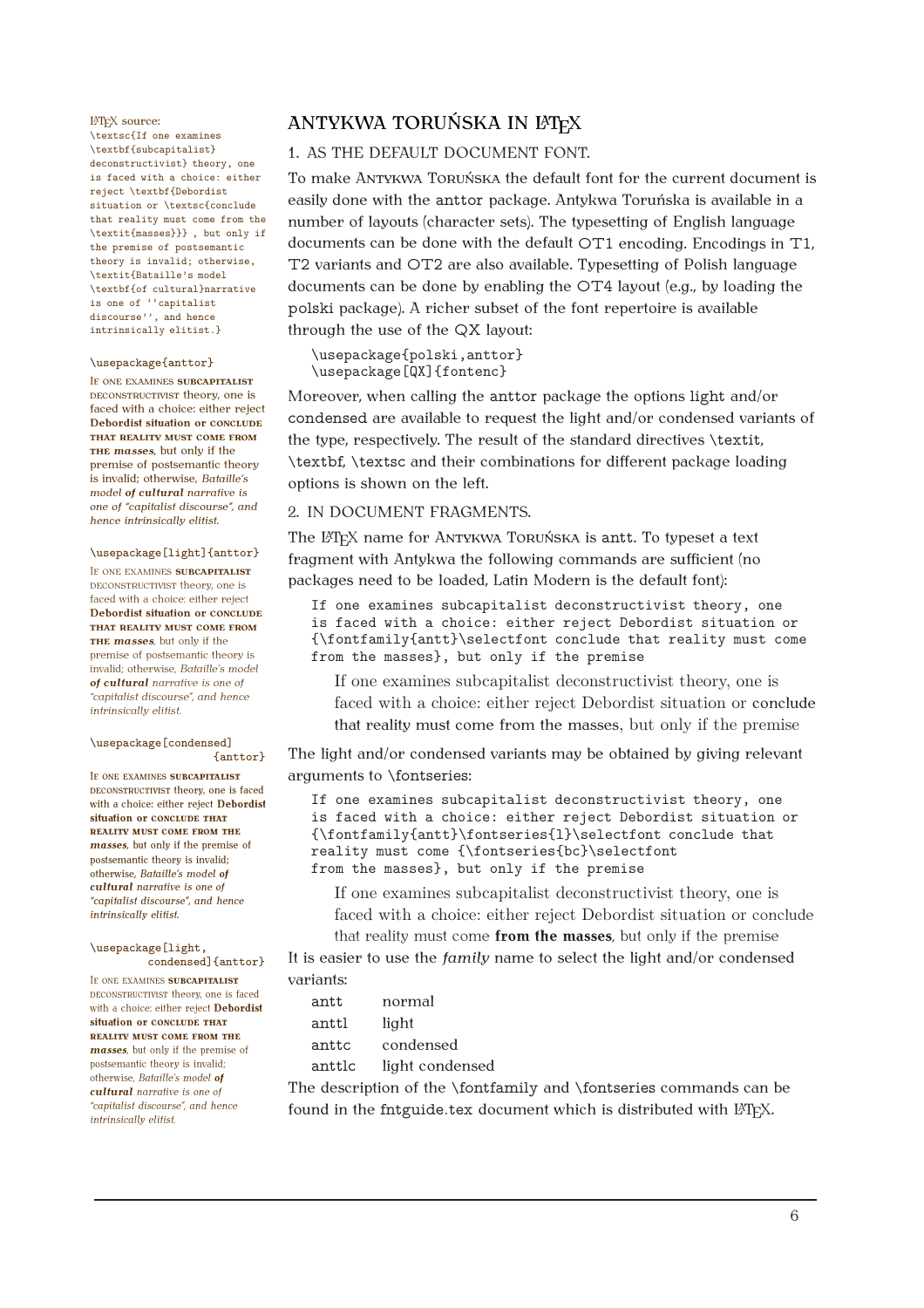# ANTYKWA TORUŃSKA IN LaTeX

## 1. AS THE DEFAULT DOCUMENT FONT.

To make Antykwa Toruńska the default font for the current document is easily done with the anttor package. Antykwa Toruńska is available in a number of layouts (character sets). The typesetting of English language documents can be done with the default OT1 encoding. Encodings in T1, T2 variants and OT2 are also available. Typesetting of Polish language documents can be done by enabling the OT4 layout (e.g., by loading the polski package). A richer subset of the font repertoire is available through the use of the QX layout:

```
\usepackage{polski,anttor}
\usepackage[QX]{fontenc}
```

Moreover, when calling the anttor package the options light and/or condensed are available to request the light and/or condensed variants of the type, respectively. The result of the standard directives \textit, \textbf, \textsc and their combinations for different package loading options is shown on the left.

## 2. IN DOCUMENT FRAGMENTS.

The LaTeX name for Antykwa Toruńska is antt. To typeset a text fragment with Antykwa the following commands are sufficient (no packages need to be loaded, Latin Modern is the default font):

```
If one examines subcapitalist deconstructivist theory, one
is faced with a choice: either reject Debordist situation or
{\fontfamily{antt}\selectfont conclude that reality must come
from the masses}, but only if the premise
```

> If one examines subcapitalist deconstructivist theory, one is faced with a choice: either reject Debordist situation or conclude that reality must come from the masses, but only if the premise

The light and/or condensed variants may be obtained by giving relevant arguments to \fontseries:

```
If one examines subcapitalist deconstructivist theory, one
is faced with a choice: either reject Debordist situation or
{\fontfamily{antt}\fontseries{l}\selectfont conclude that
reality must come {\fontseries{bc}\selectfont
from the masses}, but only if the premise
```

> If one examines subcapitalist deconstructivist theory, one is faced with a choice: either reject Debordist situation or conclude that reality must come **from the masses**, but only if the premise

It is easier to use the *family* name to select the light and/or condensed variants:

| | |
|---|---|
| antt | normal |
| anttl | light |
| anttc | condensed |
| anttlc | light condensed |

The description of the \fontfamily and \fontseries commands can be found in the fntguide.tex document which is distributed with LaTeX.

LaTeX source:

```
\textsc{If one examines
\textbf{subcapitalist}
deconstructivist} theory, one
is faced with a choice: either
reject \textbf{Debordist
situation or \textsc{conclude
that reality must come from the
\textit{masses}}} , but only if
the premise of postsemantic
theory is invalid; otherwise,
\textit{Bataille's model
\textbf{of cultural}narrative
is one of ``capitalist
discourse'', and hence
intrinsically elitist.}
```

```
\usepackage{anttor}
```

If one examines **subcapitalist** deconstructivist theory, one is faced with a choice: either reject **Debordist situation or conclude that reality must come from the *masses***, but only if the premise of postsemantic theory is invalid; otherwise, *Bataille's model **of cultural** narrative is one of "capitalist discourse", and hence intrinsically elitist.*

```
\usepackage[light]{anttor}
```

If one examines **subcapitalist** deconstructivist theory, one is faced with a choice: either reject **Debordist situation or conclude that reality must come from the *masses***, but only if the premise of postsemantic theory is invalid; otherwise, *Bataille's model **of cultural** narrative is one of "capitalist discourse", and hence intrinsically elitist.*

```
\usepackage[condensed]
              {anttor}
```

If one examines **subcapitalist** deconstructivist theory, one is faced with a choice: either reject **Debordist situation or conclude that reality must come from the *masses***, but only if the premise of postsemantic theory is invalid; otherwise, *Bataille's model **of cultural** narrative is one of "capitalist discourse", and hence intrinsically elitist.*

```
\usepackage[light,
       condensed]{anttor}
```

If one examines **subcapitalist** deconstructivist theory, one is faced with a choice: either reject **Debordist situation or conclude that reality must come from the *masses***, but only if the premise of postsemantic theory is invalid; otherwise, *Bataille's model **of cultural** narrative is one of "capitalist discourse", and hence intrinsically elitist.*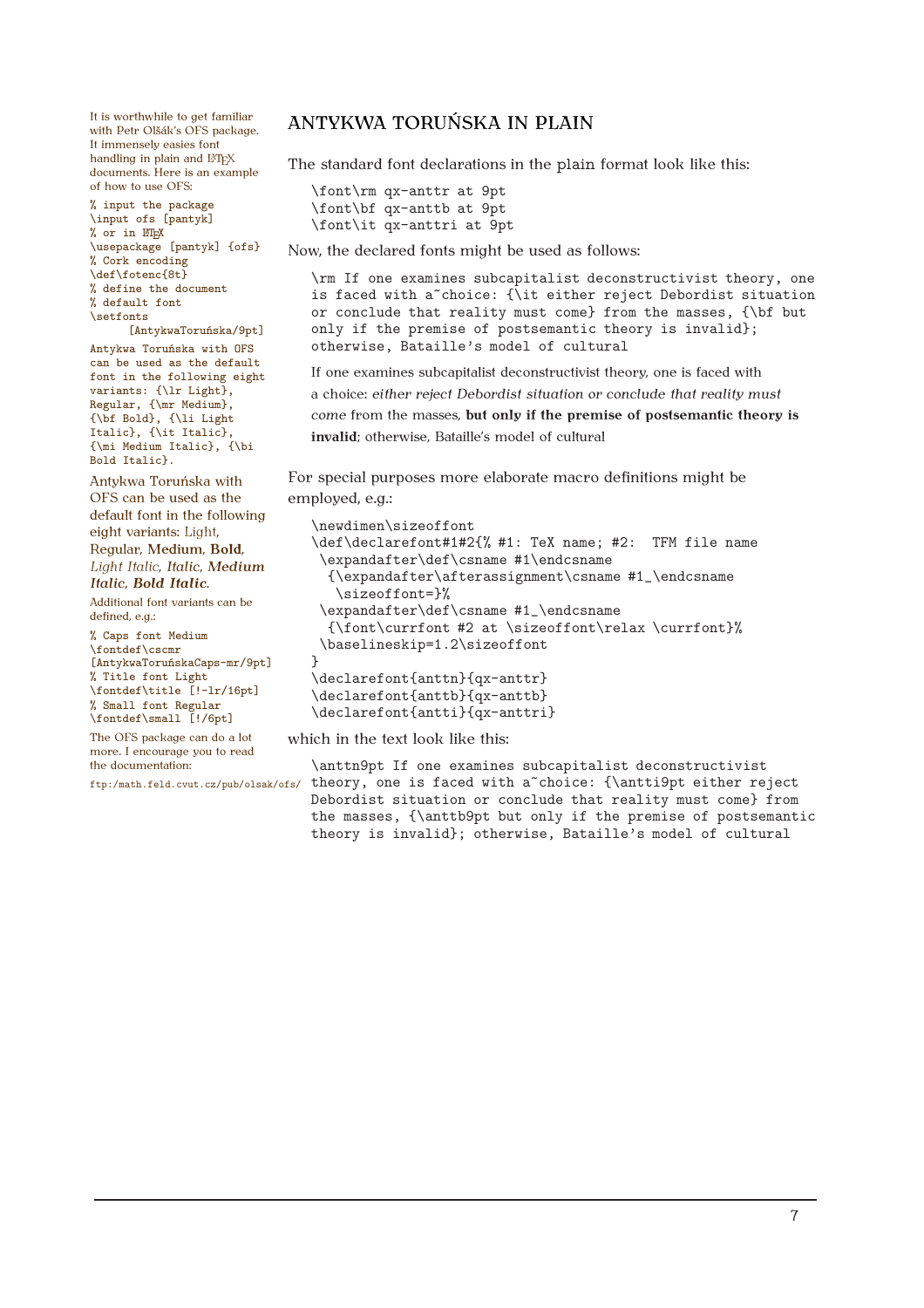## ANTYKWA TORUŃSKA IN PLAIN

The standard font declarations in the plain format look like this:

```
\font\rm qx-anttr at 9pt
\font\bf qx-anttb at 9pt
\font\it qx-anttri at 9pt
```

Now, the declared fonts might be used as follows:

```
\rm If one examines subcapitalist deconstructivist theory, one
is faced with a~choice: {\it either reject Debordist situation
or conclude that reality must come} from the masses, {\bf but
only if the premise of postsemantic theory is invalid};
otherwise, Bataille's model of cultural
```

If one examines subcapitalist deconstructivist theory, one is faced with a choice: *either reject Debordist situation or conclude that reality must come* from the masses, **but only if the premise of postsemantic theory is invalid**; otherwise, Bataille's model of cultural

For special purposes more elaborate macro definitions might be employed, e.g.:

```
\newdimen\sizeoffont
\def\declarefont#1#2{% #1: TeX name; #2:  TFM file name
 \expandafter\def\csname #1\endcsname
  {\expandafter\afterassignment\csname #1_\endcsname
   \sizeoffont=}%
 \expandafter\def\csname #1_\endcsname
  {\font\currfont #2 at \sizeoffont\relax \currfont}%
 \baselineskip=1.2\sizeoffont
}
\declarefont{anttn}{qx-anttr}
\declarefont{anttb}{qx-anttb}
\declarefont{antti}{qx-anttri}
```

which in the text look like this:

```
\anttn9pt If one examines subcapitalist deconstructivist
theory, one is faced with a~choice: {\antti9pt either reject
Debordist situation or conclude that reality must come} from
the masses, {\anttb9pt but only if the premise of postsemantic
theory is invalid}; otherwise, Bataille's model of cultural
```

It is worthwhile to get familiar with Petr Olšák's OFS package. It immensely eases font handling in plain and LaTeX documents. Here is an example of how to use OFS:

```
% input the package
\input ofs [pantyk]
% or in LaTeX
\usepackage [pantyk] {ofs}
% Cork encoding
\def\fotenc{8t}
% define the document
% default font
\setfonts
      [AntykwaToruńska/9pt]
Antykwa Toruńska with OFS
can be used as the default
font in the following eight
variants: {\lr Light},
Regular, {\mr Medium},
{\bf Bold}, {\li Light
Italic}, {\it Italic},
{\mi Medium Italic}, {\bi
Bold Italic}.
```

Antykwa Toruńska with OFS can be used as the default font in the following eight variants: Light, Regular, **Medium**, **Bold**, *Light Italic*, *Italic*, ***Medium Italic***, ***Bold Italic***.

Additional font variants can be defined, e.g.:

```
% Caps font Medium
\fontdef\cscmr
[AntykwaToruńskaCaps-mr/9pt]
% Title font Light
\fontdef\title [!-lr/16pt]
% Small font Regular
\fontdef\small [!/6pt]
```

The OFS package can do a lot more. I encourage you to read the documentation:

ftp:/math.feld.cvut.cz/pub/olsak/ofs/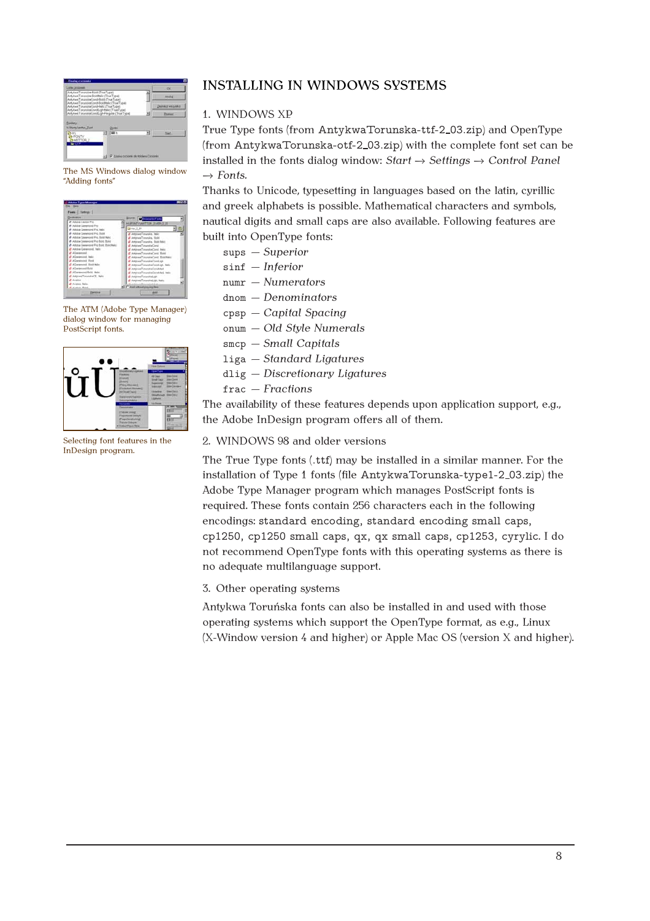## INSTALLING IN WINDOWS SYSTEMS

The MS Windows dialog window "Adding fonts"

The ATM (Adobe Type Manager) dialog window for managing PostScript fonts.

Selecting font features in the InDesign program.

### 1. WINDOWS XP

True Type fonts (from AntykwaTorunska-ttf-2_03.zip) and OpenType (from AntykwaTorunska-otf-2_03.zip) with the complete font set can be installed in the fonts dialog window: *Start* → *Settings* → *Control Panel* → *Fonts*.

Thanks to Unicode, typesetting in languages based on the latin, cyrillic and greek alphabets is possible. Mathematical characters and symbols, nautical digits and small caps are also available. Following features are built into OpenType fonts:

- `sups` — *Superior*
- `sinf` — *Inferior*
- `numr` — *Numerators*
- `dnom` — *Denominators*
- `cpsp` — *Capital Spacing*
- `onum` — *Old Style Numerals*
- `smcp` — *Small Capitals*
- `liga` — *Standard Ligatures*
- `dlig` — *Discretionary Ligatures*
- `frac` — *Fractions*

The availability of these features depends upon application support, e.g., the Adobe InDesign program offers all of them.

### 2. WINDOWS 98 and older versions

The True Type fonts (.ttf) may be installed in a similar manner. For the installation of Type 1 fonts (file AntykwaTorunska-type1-2_03.zip) the Adobe Type Manager program which manages PostScript fonts is required. These fonts contain 256 characters each in the following encodings: standard encoding, standard encoding small caps, cp1250, cp1250 small caps, qx, qx small caps, cp1253, cyrylic. I do not recommend OpenType fonts with this operating systems as there is no adequate multilanguage support.

### 3. Other operating systems

Antykwa Toruńska fonts can also be installed in and used with those operating systems which support the OpenType format, as e.g., Linux (X-Window version 4 and higher) or Apple Mac OS (version X and higher).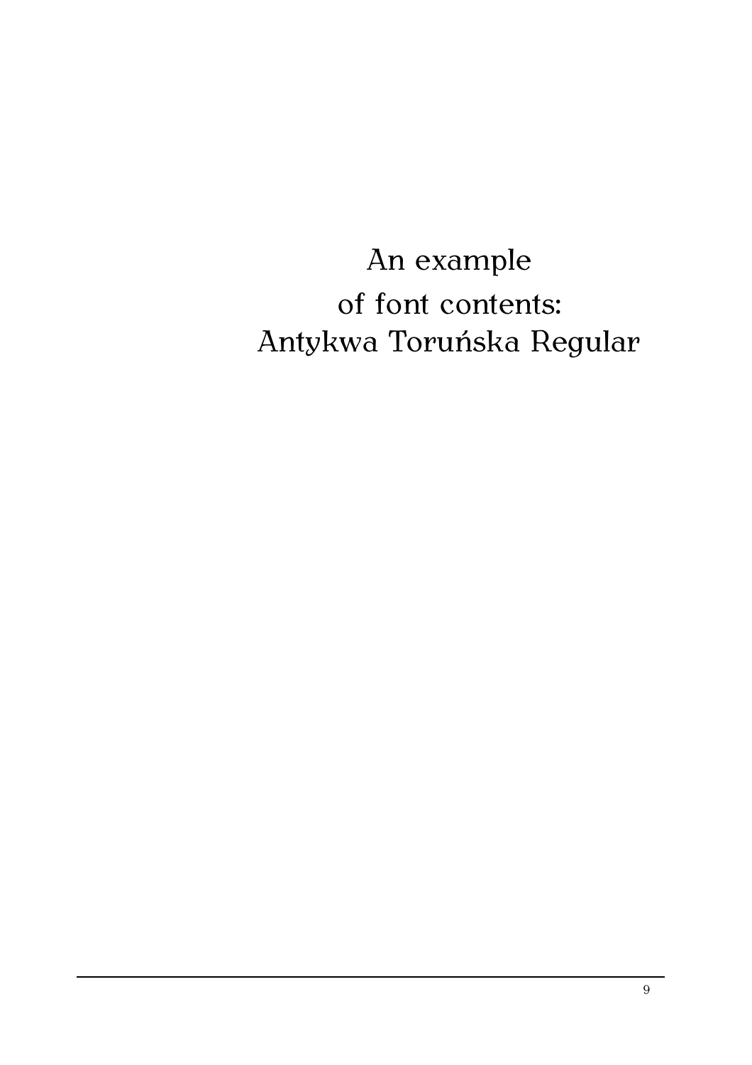# An example of font contents: Antykwa Toruńska Regular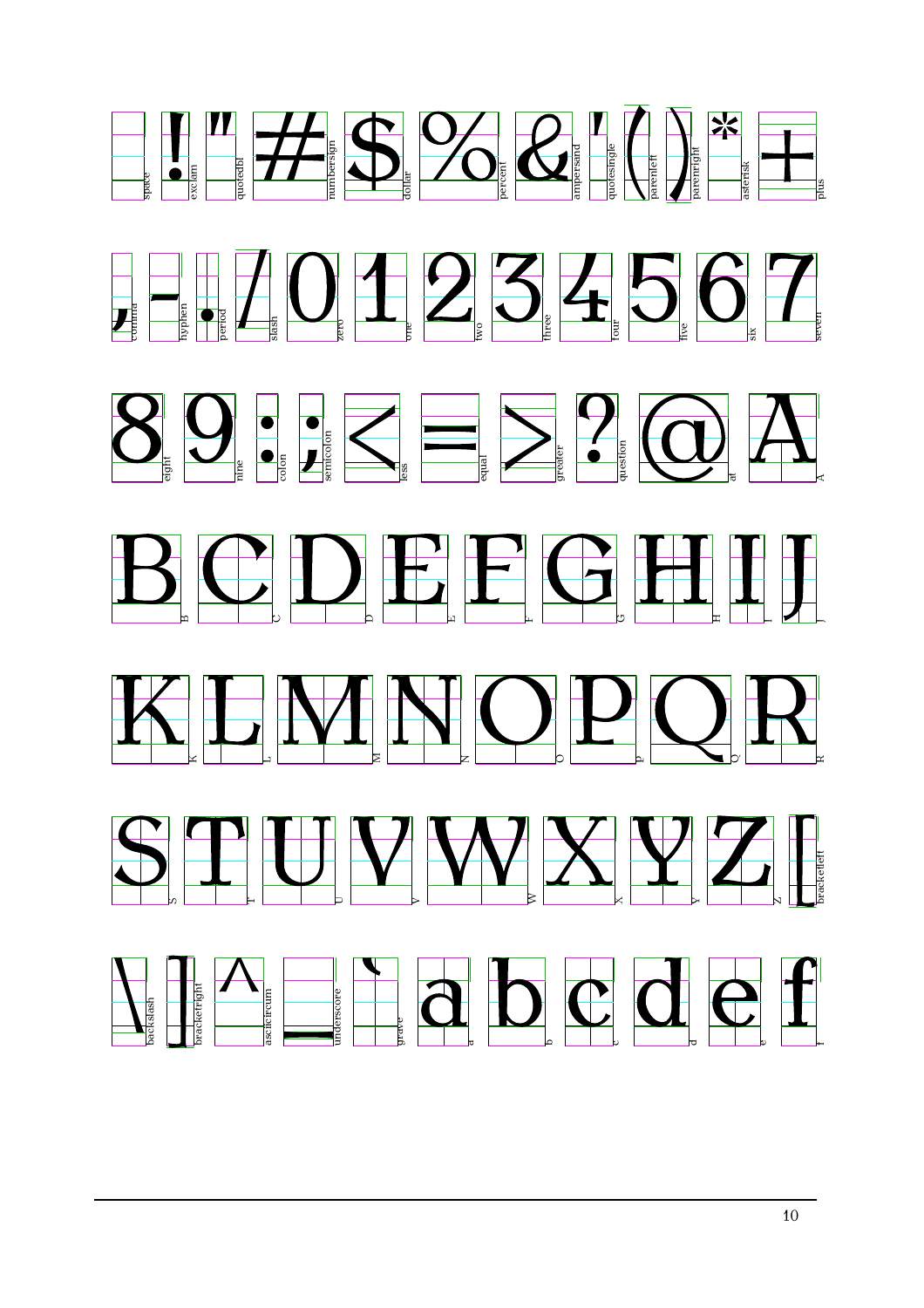space ! exclam " quotedbl # numbersign $ dollar % percent & ampersand ' quotesingle ( parenleft ) parenright * asterisk + plus

, comma - hyphen . period / slash 0 zero 1 one 2 two 3 three 4 four 5 five 6 six 7 seven

8 eight 9 nine : colon ; semicolon < less = equal > greater ? question @ at A A

B B C C D D E E F F G G H H I I J J

K K L L M M N N O O P P Q Q R R

S S T T U U V V W W X X Y Y Z Z [ bracketleft

\ backslash ] bracketright ^ asciicircum _ underscore ` grave a a b b c c d d e e f f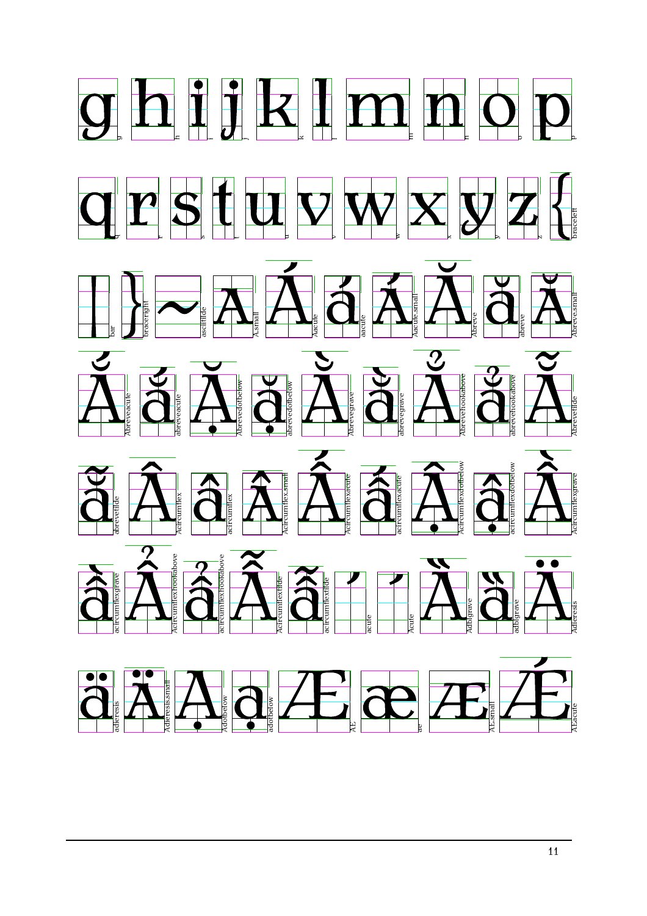g g h h i i j j k k l l m m n n o o p p

q q r r s s t t u u v v w w x x y y z z { braceleft

| bar } braceright ~ asciitilde A A.small Á Aacute á aacute Á Aacute.small Ă Abreve ă abreve Ă Abreve.small

Ắ Abreveacute ắ abreveacute Ặ Abrevedotbelow ặ abrevedotbelow Ằ Abrevegrave ằ abrevegrave Ẳ Abrevehookabove ẳ abrevehookabove Ẵ Abrevetilde

ẵ abrevetilde Â Acircumflex â acircumflex Â Acircumflex.small Ấ Acircumflexacute ấ acircumflexacute Ậ Acircumflexdotbelow ậ acircumflexdotbelow Ầ Acircumflexgrave

ầ acircumflexgrave Ẩ Acircumflexhookabove ẩ acircumflexhookabove Ẫ Acircumflextilde ẫ acircumflextilde ´ acute ´ Acute Ȁ Adblgrave ȁ adblgrave Ä Adieresis

ä adieresis Ä Adieresis.small Ạ Adotbelow ạ adotbelow Æ AE æ ae Æ AE.small Ǽ AEacute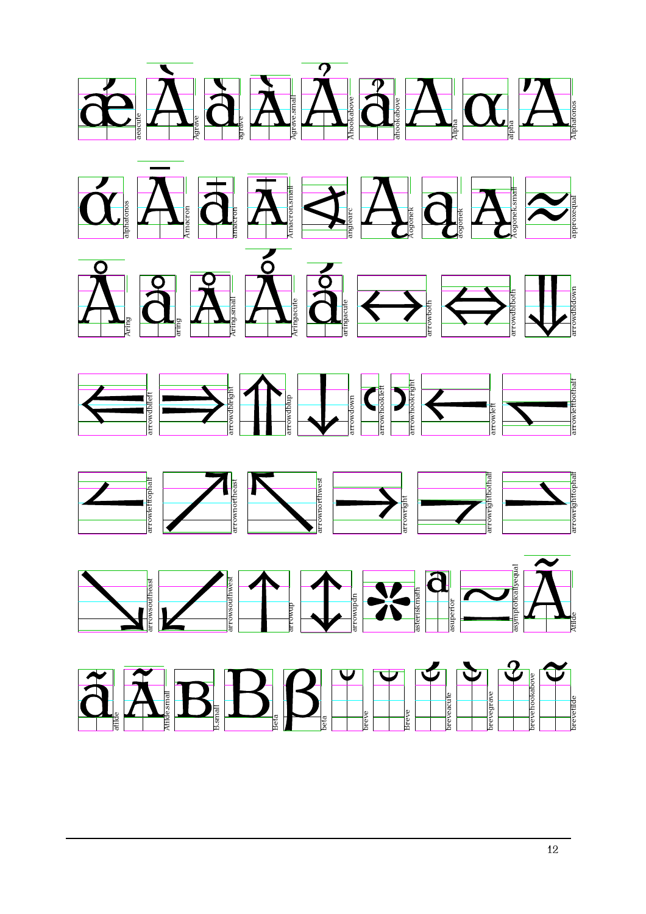ǽ aeacute
À Agrave
à agrave
À Agrave.small
Ả Ahookabove
ả ahookabove
Α Alpha
α alpha
Ά Alphatonos

ά alphatonos
Ā Amacron
ā amacron
Ā Amacron.small
∢ anglearc
Ą Aogonek
ą aogonek
Ą Aogonek.small
≈ approxequal

Å Aring
å aring
Å Aring.small
Ǻ Aringacute
ǻ aringacute
↔ arrowboth
⇔ arrowdblboth
⇓ arrowdbldown

⇐ arrowdblleft
⇒ arrowdblright
⇑ arrowdblup
↓ arrowdown
arrowhookleft
arrowhookright
← arrowleft
arrowleftbothalf

arrowlefttophalf
↗ arrownortheast
↖ arrownorthwest
→ arrowright
arrowrightbothalf
arrowrighttophalf

↘ arrowsoutheast
↙ arrowsouthwest
↑ arrowup
↕ arrowupdn
∗ asteriskmath
ª asuperior
≃ asymptoticallyequal
Ã Atilde

ã atilde
Ã Atilde.small
B B.small
Β Beta
β beta
˘ breve
Breve
breveacute
brevegrave
brevehookabove
brevetilde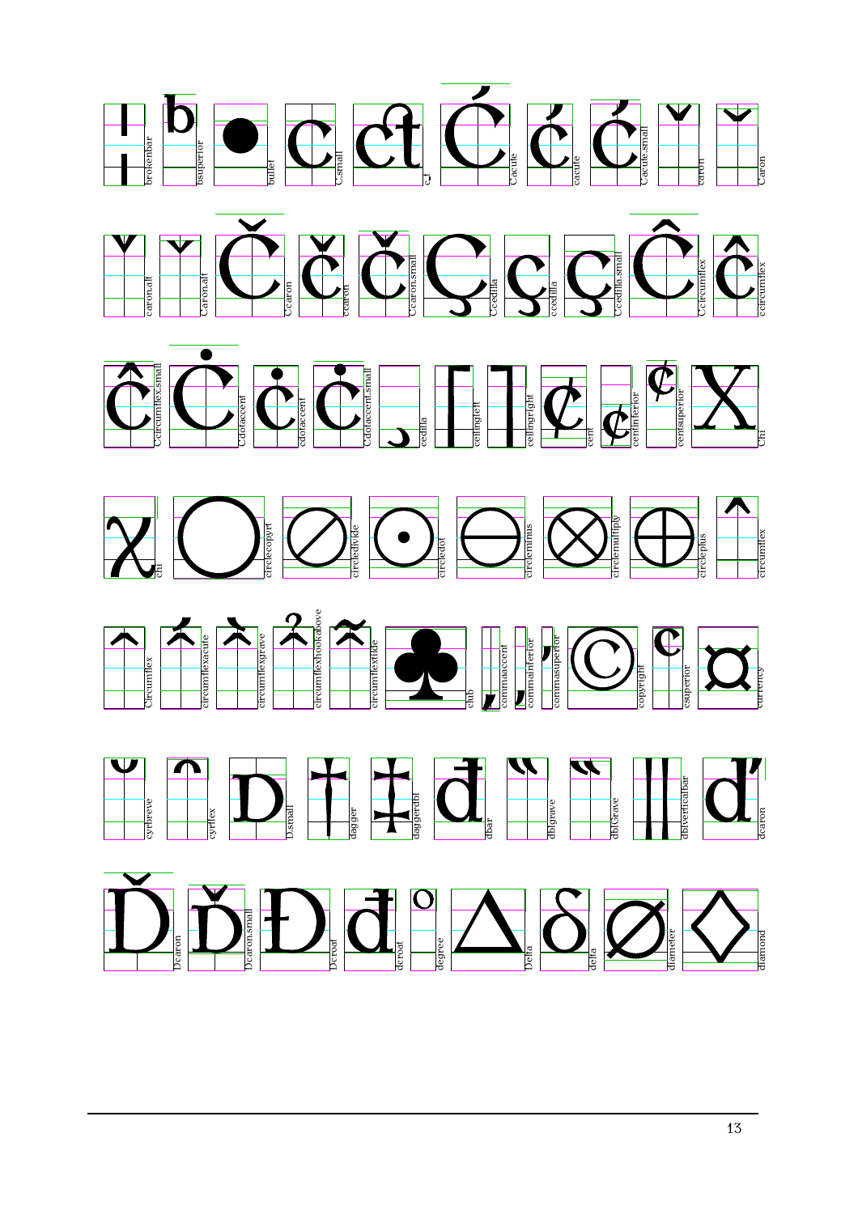brokenbar bsuperior bullet C.small c_t Cacute cacute Cacute.small caron Caron

caron.alt Caron.alt Ccaron ccaron Ccaron.small Ccedilla ccedilla Ccedilla.small Ccircumflex ccircumflex

Ccircumflex.small Cdotaccent cdotaccent Cdotaccent.small cedilla ceilingleft ceilingright cent centinferior centsuperior Chi

chi circlecopyrt circledivide circledot circleminus circlemultiply circleplus circumflex

Circumflex circumflexacute circumflexgrave circumflexhookabove circumflextilde club commaaccent commainferior commasuperior copyright csuperior currency

cyrbreve cyrflex D.small dagger daggerdbl dbar dblgrave dblGrave dblverticalbar dcaron

Dcaron Dcaron.small Dcroat dcroat degree Delta delta diameter diamond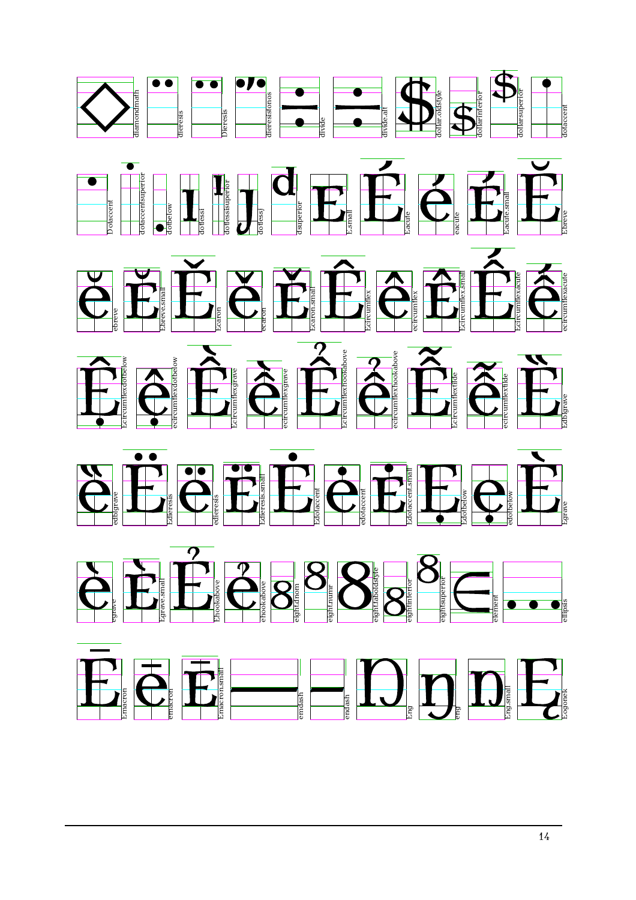diamondmath dieresis Dieresis dieresistonos divide divide.alt dollar.oldstyle dollarinferior dollarsuperior dotaccent

Dotaccent dotaccentsuperior dotbelow dotlessi dotlessisuperior dotlessj dsuperior E.small Eacute eacute Eacute.small Ebreve

ebreve Ebreve.small Ecaron ecaron Ecaron.small Ecircumflex ecircumflex Ecircumflex.small Ecircumflexacute ecircumflexacute

Ecircumflexdotbelow ecircumflexdotbelow Ecircumflexgrave ecircumflexgrave Ecircumflexhookabove ecircumflexhookabove Ecircumflextilde ecircumflextilde Edblgrave

edblgrave Edieresis edieresis Edieresis.small Edotaccent edotaccent Edotaccent.small Edotbelow edotbelow Egrave

egrave Egrave.small Ehookabove ehookabove eight.dnom eight.numr eight.taboldstyle eightinferior eightsuperior element ellipsis

Emacron emacron Emacron.small emdash endash Eng eng Eng.small Eogonek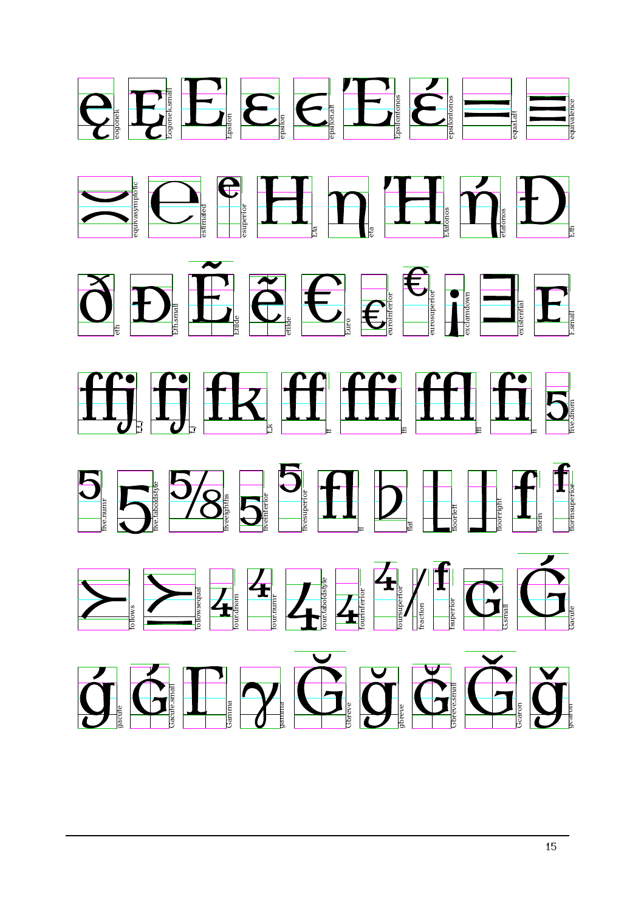eogonek Eogonek.small Epsilon epsilon epsilon.alt Epsilontonos epsilontonos equal.alt equivalence

equivasymptotic estimated esuperior Eta eta Etatonos etatonos Eth

eth Eth.small Etilde etilde Euro euroinferior eurosuperior exclamdown existential F.small

f_f_j f_j f_k ff ffi ffl fi five.dnom

five.numr five.taboldstyle fiveeighths fiveinferior fivesuperior fl flat floorleft floorright florin florinsuperior

follows followsequal four.dnom four.numr four.taboldstyle fourinferior foursuperior fraction fsuperior G.small Gacute

gacute Gacute.small Gamma gamma Gbreve gbreve Gbreve.small Gcaron gcaron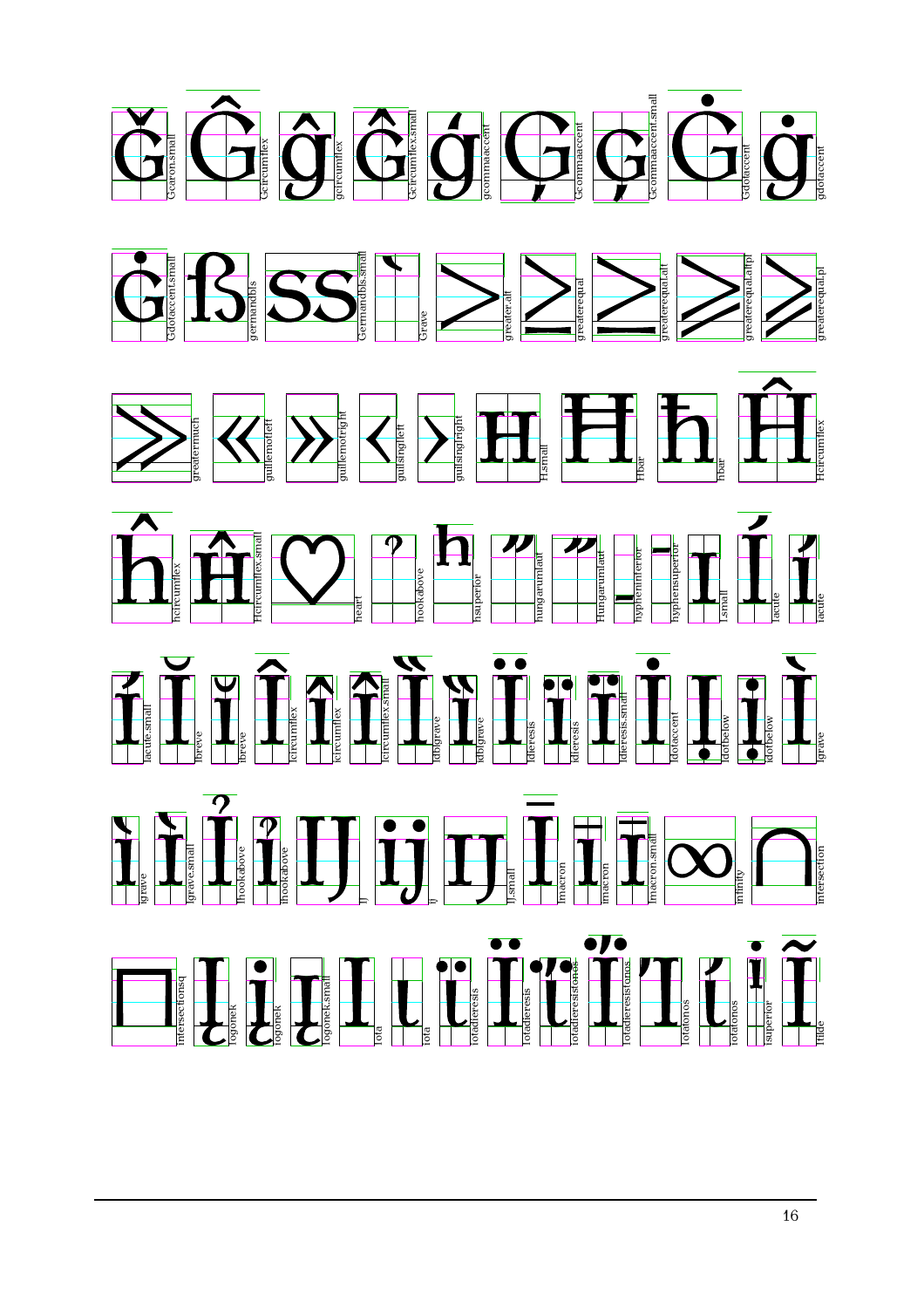Gcaron.small Gcircumflex gcircumflex Gcircumflex.small gcommaaccent Gcommaaccent Gcommaaccent.small Gdotaccent gdotaccent

Gdotaccent.small germandbls Germandbls.small Grave greater.alt greaterequal greaterequal.alt greaterequal.altpl greaterequal.pl

greatermuch guillemotleft guillemotright guilsinglleft guilsinglright H.small Hbar hbar Hcircumflex

hcircumflex Hcircumflex.small heart hookabove hsuperior hungarumlaut Hungarumlaut hypheninferior hyphensuperior I.small Iacute iacute

Iacute.small Ibreve ibreve Icircumflex icircumflex Icircumflex.small Idblgrave idblgrave Idieresis idieresis Idieresis.small Idotaccent Idotbelow idotbelow Igrave

igrave Igrave.small Ihookabove ihookabove IJ ij IJ.small Imacron imacron Imacron.small infinity intersection

intersectionsq Iogonek iogonek Iogonek.small Iota iota Iotadieresis iotadieresis iotadieresistonos Iotadieresistonos Iotatonos iotatonos isuperior Itilde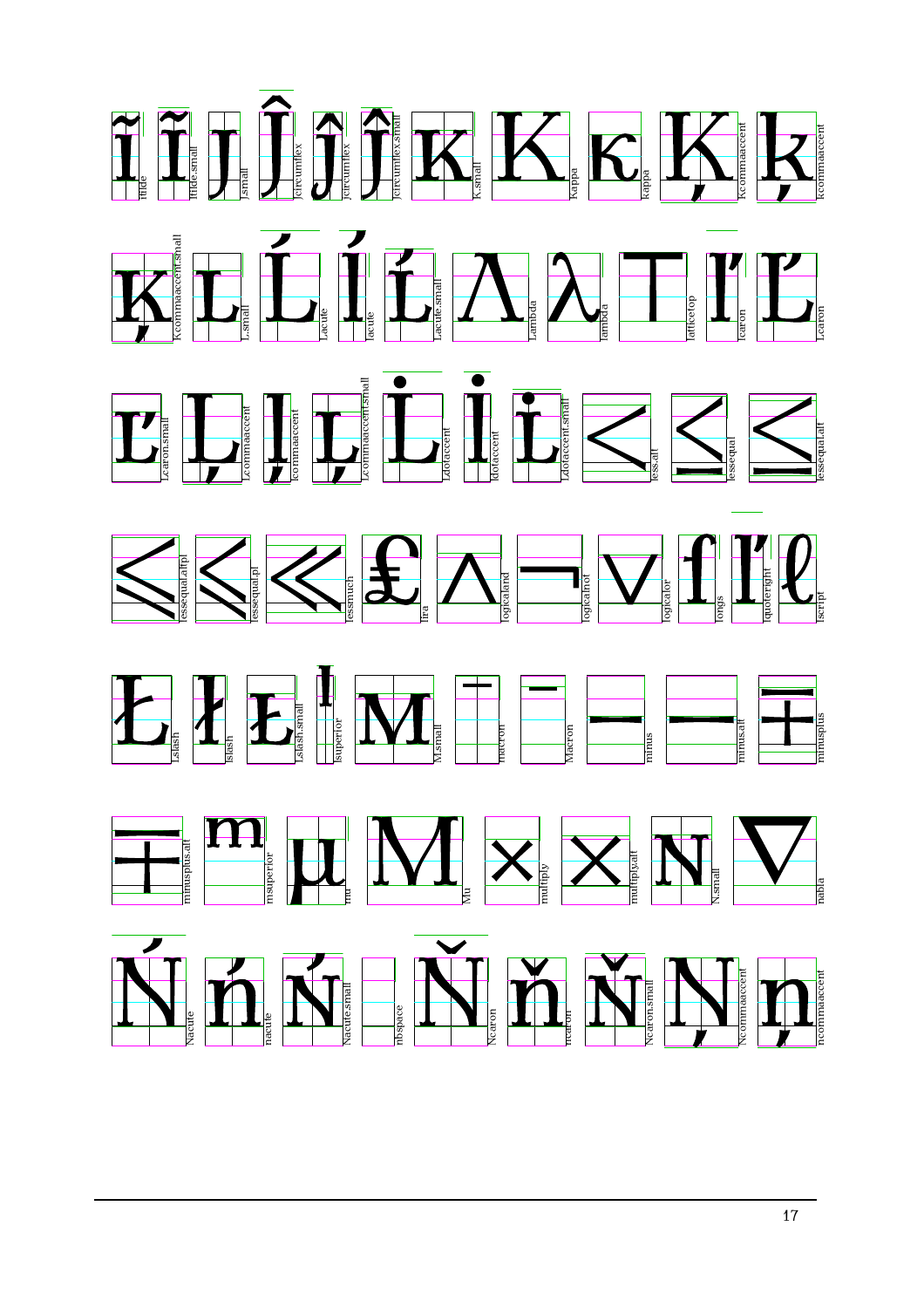itilde Itilde.small J.small Jcircumflex jcircumflex Jcircumflex.small K.small Kappa kappa Kcommaaccent kcommaaccent

Kcommaaccent.small L.small Lacute lacute Lacute.small Lambda lambda lafticetop lcaron Lcaron

Lcaron.small Lcommaaccent lcommaaccent Lcommaaccent.small Ldotaccent ldotaccent Ldotaccent.small less.alt lessequal lessequal.alt

lessequal.altpl lessequal.pl lessmuch lira logicaland logicalnot logicalor longs lquoteright lscript

Lslash lslash Lslash.small lsuperior M.small macron Macron minus minus.alt minusplus

minusplus.alt msuperior mu Mu multiply multiply.alt N.small nabla

Nacute nacute Nacute.small nbspace Ncaron ncaron Ncaron.small Ncommaaccent ncommaaccent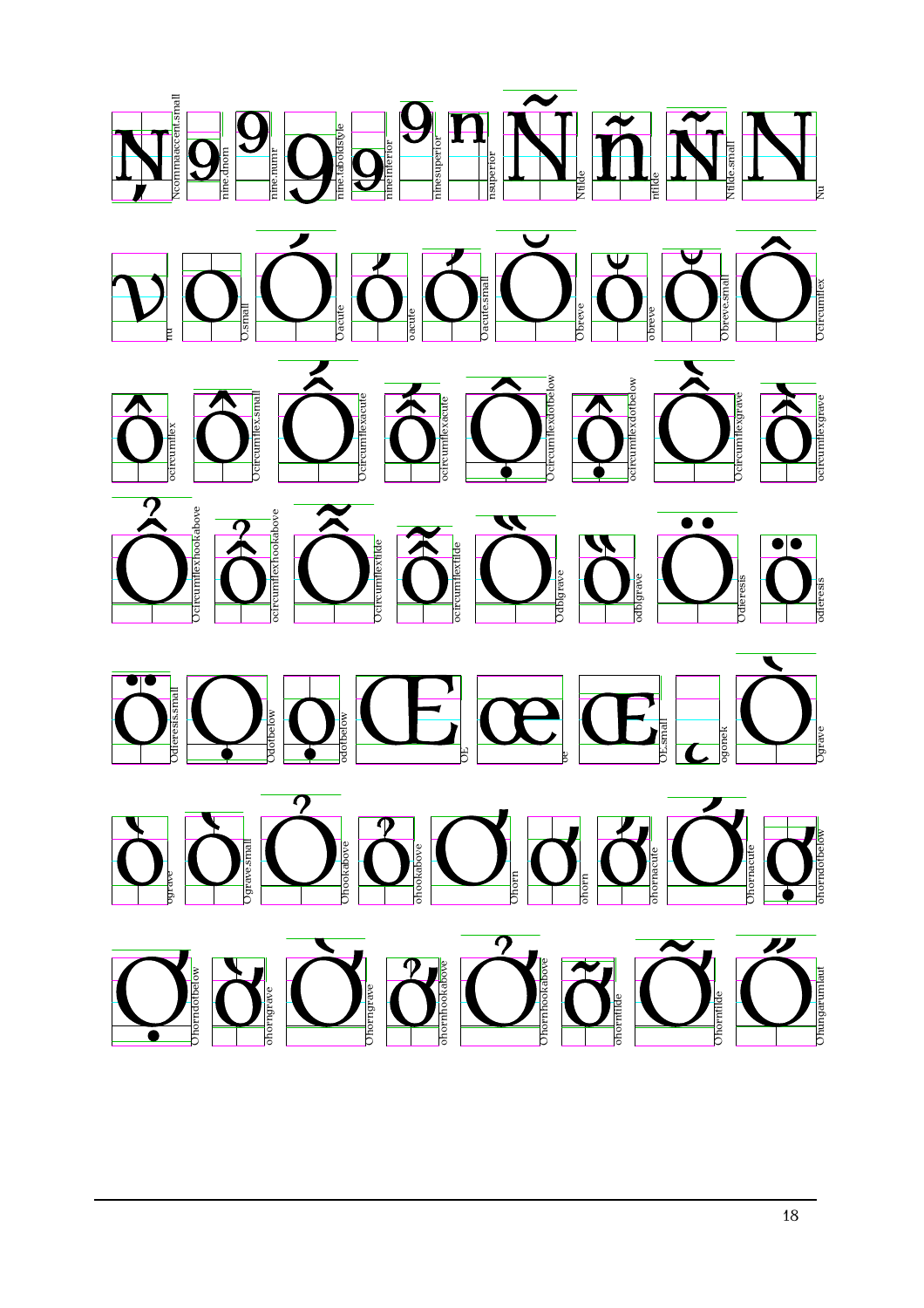Ncommaaccent.small nine.dnom nine.numr nine.taboldstyle nineinferior ninesuperior nsuperior Ntilde ntilde Ntilde.small Nu

nu O.small Oacute oacute Oacute.small Obreve obreve Obreve.small Ocircumflex

ocircumflex Ocircumflex.small Ocircumflexacute ocircumflexacute Ocircumflexdotbelow ocircumflexdotbelow Ocircumflexgrave ocircumflexgrave

Ocircumflexhookabove ocircumflexhookabove Ocircumflextilde ocircumflextilde Odblgrave odblgrave Odieresis odieresis

Odieresis.small Odotbelow odotbelow OE oe OE.small ogonek Ograve

ograve Ograve.small Ohookabove ohookabove Ohorn ohorn ohornacute Ohornacute ohorndotbelow

Ohorndotbelow ohorngrave Ohorngrave ohornhookabove Ohornhookabove ohorntilde Ohorntilde Ohungarumlaut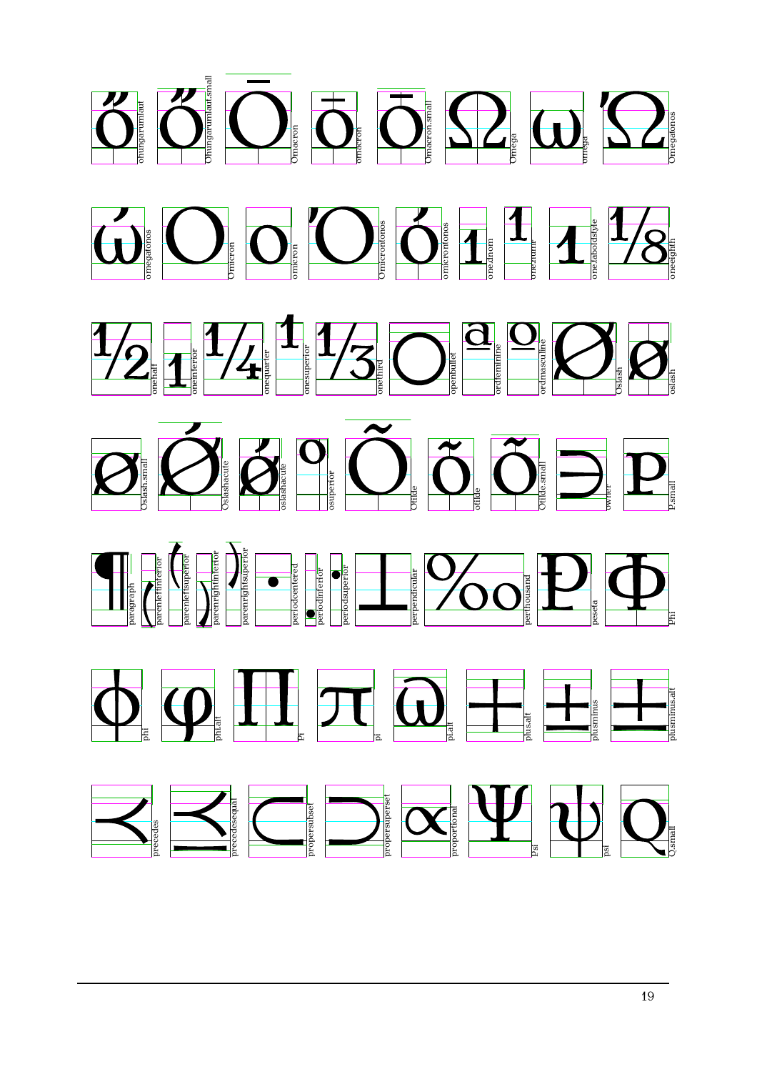ohungarumlaut Ohungarumlaut.small Omacron omacron Omacron.small Omega omega Omegatonos

omegatonos Omicron omicron Omicrontonos omicrontonos one.dnom one.numr one.taboldstyle oneeighth

onehalf oneinferior onequarter onesuperior onethird openbullet ordfeminine ordmasculine Oslash oslash

Oslash.small Oslashacute oslashacute osuperior Otilde otilde Otilde.small owner P.small

paragraph parenleftinferior parenleftsuperior parenrightinferior parenrightsuperior periodcentered periodinferior periodsuperior perpendicular perthousand peseta Phi

phi phi.alt Pi pi pi.alt plus.alt plusminus plusminus.alt

precedes precedesequal propersubset propersuperset proportional Psi psi Q.small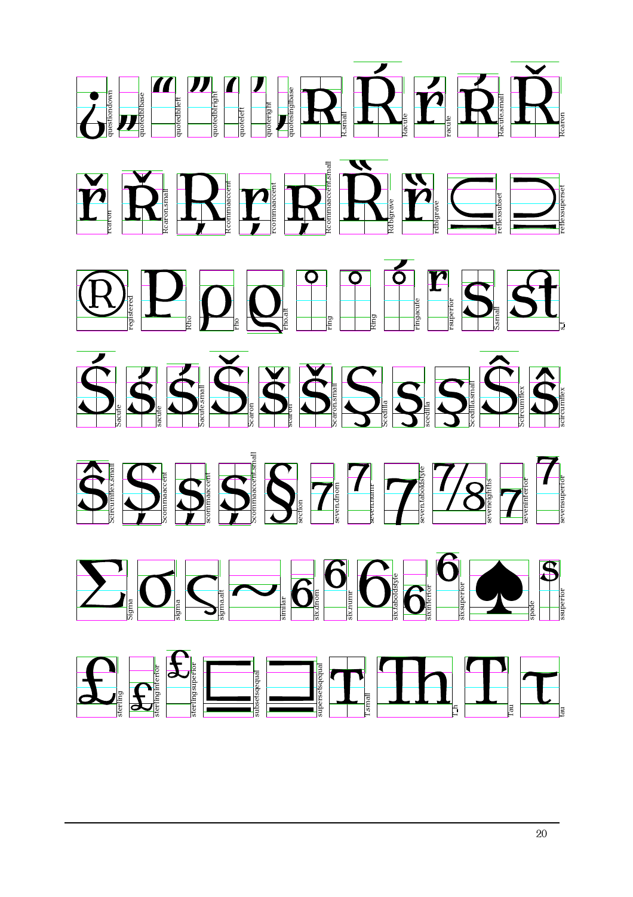questiondown quotedblbase quotedblleft quotedblright quoteleft quoteright quotesinglbase R.small Racute racute Racute.small Rcaron

rcaron Rcaron.small Rcommaaccent rcommaaccent Rcommaaccent.small Rdblgrave rdblgrave reflexsubset reflexsuperset

registered Rho rho rho.alt ring Ring ringacute rsuperior Ssmall s_t

Sacute sacute Sacute.small Scaron scaron Scaron.small Scedilla scedilla Scedilla.small Scircumflex scircumflex

Scircumflex.small Scommaaccent scommaaccent Scommaaccent.small section seven.dnom seven.numr seven.taboldstyle seveneighths seveninferior sevensuperior

Sigma sigma sigma.alt similar six.dnom six.numr six.taboldstyle sixinferior sixsuperior spade ssuperior

sterling sterlinginferior sterlingsuperior subsetsqequal supersetsqequal T.small T_h Tau tau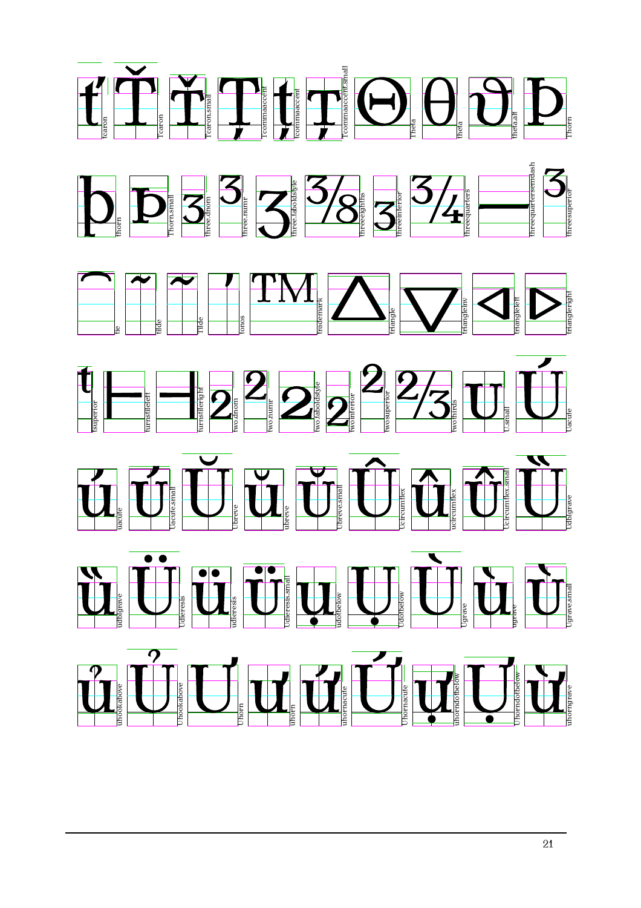tcaron Tcaron Tcaron.small Tcommaaccent tcommaaccent Tcommaaccent.small Theta theta theta.alt Thorn

thorn Thorn.small three.dnom three.numr three.taboldstyle threeeighths threeinferior threequarters threequartersemdash threesuperior

tie tilde Tilde tonos trademark triangle triangleinv triangleleft triangleright

tsuperior turnstileleft turnstileright two.dnom two.numr two.taboldstyle twoinferior twosuperior twothirds U.small Uacute

uacute Uacute.small Ubreve ubreve Ubreve.small Ucircumflex ucircumflex Ucircumflex.small Udblgrave

udblgrave Udieresis udieresis Udieresis.small udotbelow Udotbelow Ugrave ugrave Ugrave.small

uhookabove Uhookabove Uhorn uhorn uhornacute Uhornacute uhorndotbelow Uhorndotbelow uhorngrave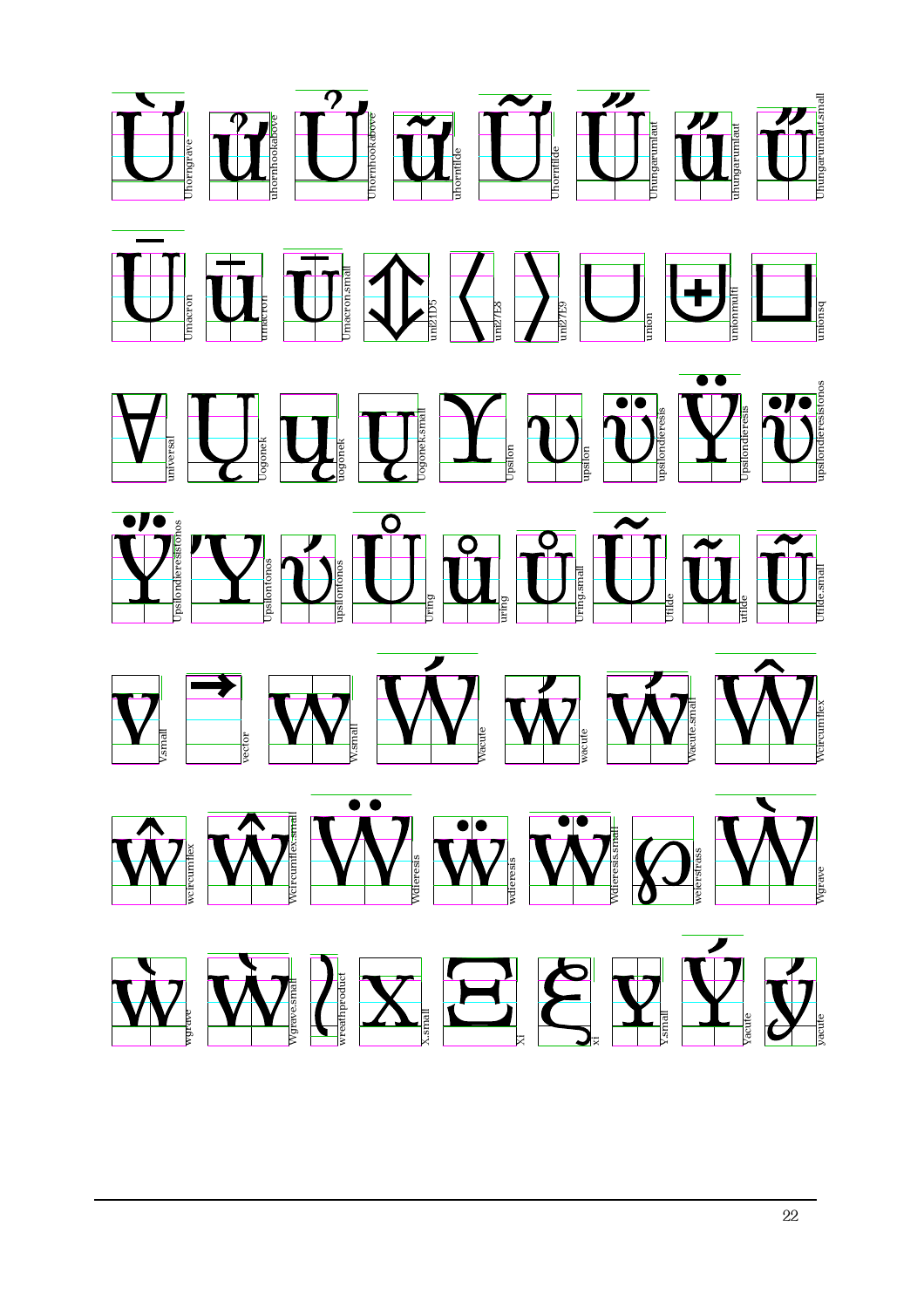Uhorngrave uhornhookabove Uhornhookabove uhorntilde Uhorntilde Uhungarumlaut uhungarumlaut Uhungarumlaut.small

Umacron umacron Umacron.small uni21D5 uni27E8 uni27E9 union unionmulti unionsq

universal Uogonek uogonek Uogonek.small Upsilon upsilon upsilondieresis Upsilondieresis upsilondieresistonos

Upsilondieresistonos Upsilontonos upsilontonos Uring uring Uring.small Utilde utilde Utilde.small

V.small vector W.small Wacute wacute Wacute.small Wcircumflex

wcircumflex Wcircumflex.small Wdieresis wdieresis Wdieresis.small weierstrass Wgrave

wgrave Wgrave.small wreathproduct X.small Xi xi Y.small Yacute yacute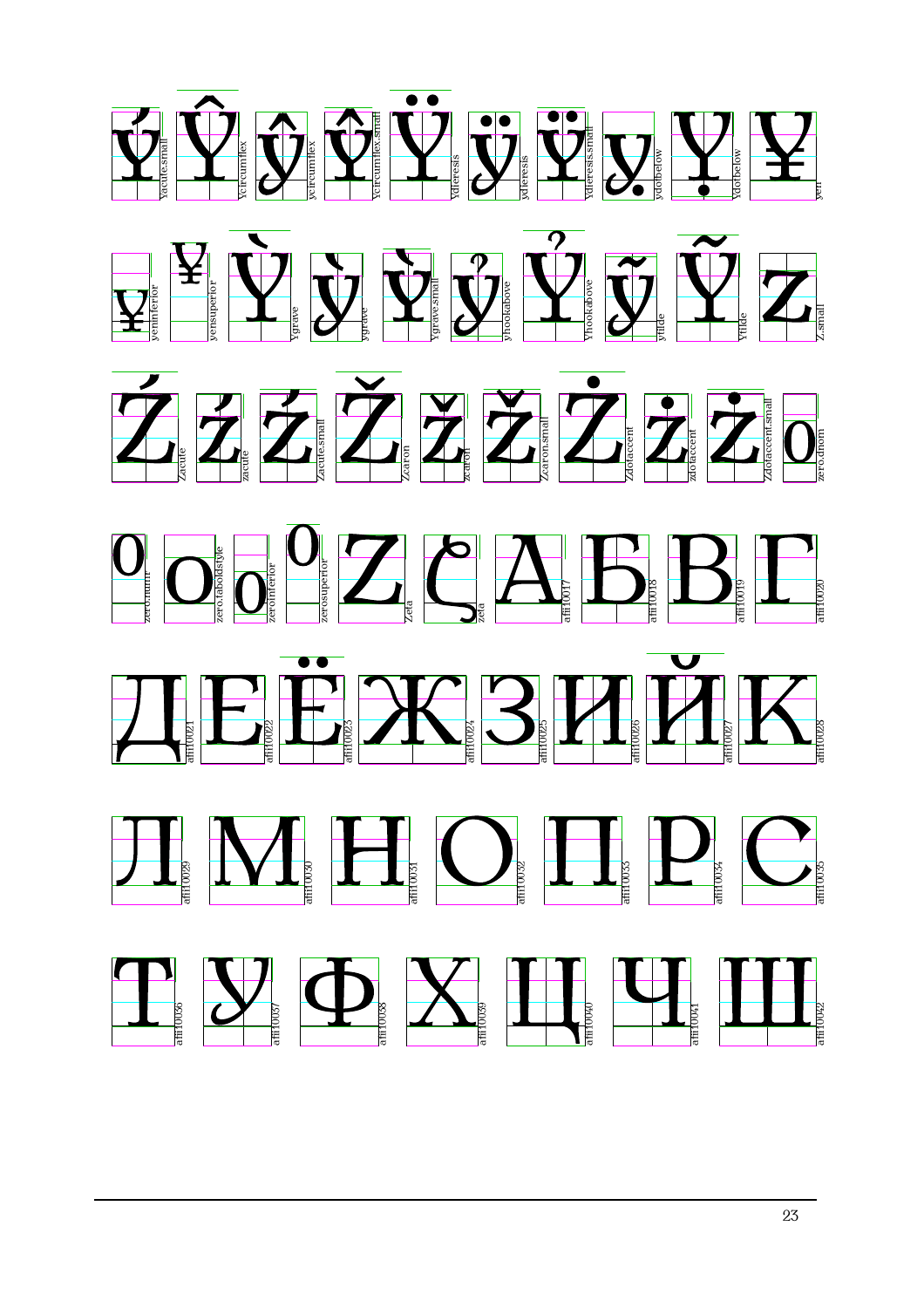Yacute.small Ycircumflex ycircumflex Ycircumflex.small Ydieresis ydieresis Ydieresis.small ydotbelow Ydotbelow yen

yeninferior yensuperior Ygrave ygrave Ygrave.small yhookabove Yhookabove ytilde Ytilde Z.small

Zacute zacute Zacute.small Zcaron zcaron Zcaron.small Zdotaccent zdotaccent Zdotaccent.small zero.dnom

zero.numr zero.taboldstyle zeroinferior zerosuperior Zeta zeta afii10017 afii10018 afii10019 afii10020

afii10021 afii10022 afii10023 afii10024 afii10025 afii10026 afii10027 afii10028

afii10029 afii10030 afii10031 afii10032 afii10033 afii10034 afii10035

afii10036 afii10037 afii10038 afii10039 afii10040 afii10041 afii10042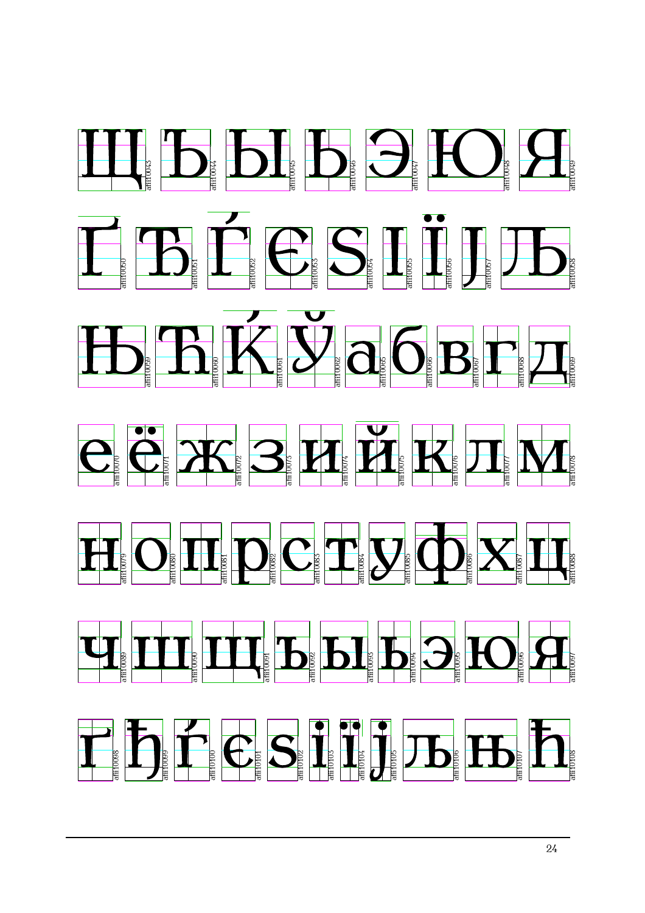Щ afii10043 Ъ afii10044 Ы afii10045 Ь afii10046 Э afii10047 Ю afii10048 Я afii10049

Ґ afii10050 Ђ afii10051 Ѓ afii10052 Є afii10053 Ѕ afii10054 І afii10055 Ї afii10056 Ј afii10057 Љ afii10058

Њ afii10059 Ћ afii10060 Ќ afii10061 Ў afii10062 а afii10065 б afii10066 в afii10067 г afii10068 д afii10069

е afii10070 ё afii10071 ж afii10072 з afii10073 и afii10074 й afii10075 к afii10076 л afii10077 м afii10078

н afii10079 о afii10080 п afii10081 р afii10082 с afii10083 т afii10084 у afii10085 ф afii10086 х afii10087 ц afii10088

ч afii10089 ш afii10090 щ afii10091 ъ afii10092 ы afii10093 ь afii10094 э afii10095 ю afii10096 я afii10097

ґ afii10098 ђ afii10099 ѓ afii10100 є afii10101 ѕ afii10102 і afii10103 ї afii10104 ј afii10105 љ afii10106 њ afii10107 ћ afii10108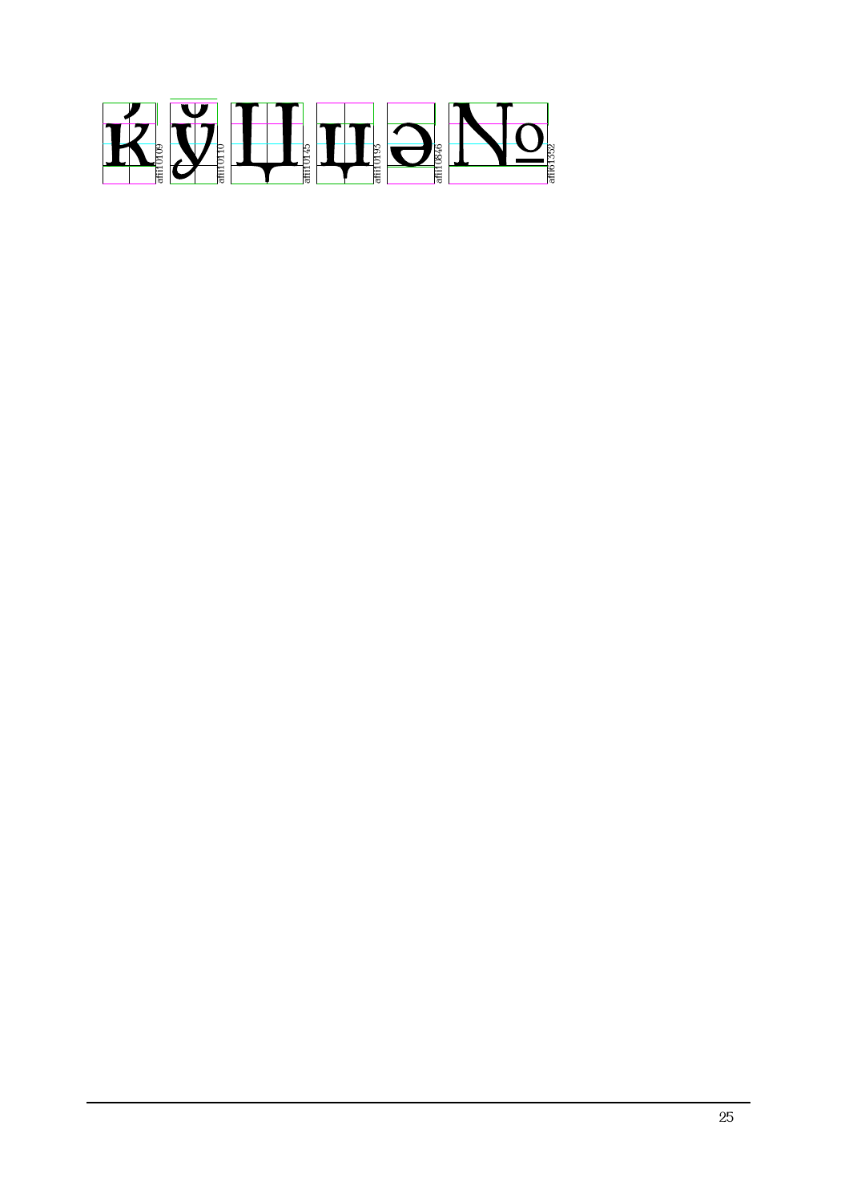ќ afii10109 ў afii10110 Щ afii10145 щ afii10195 ә afii10846 № afii61352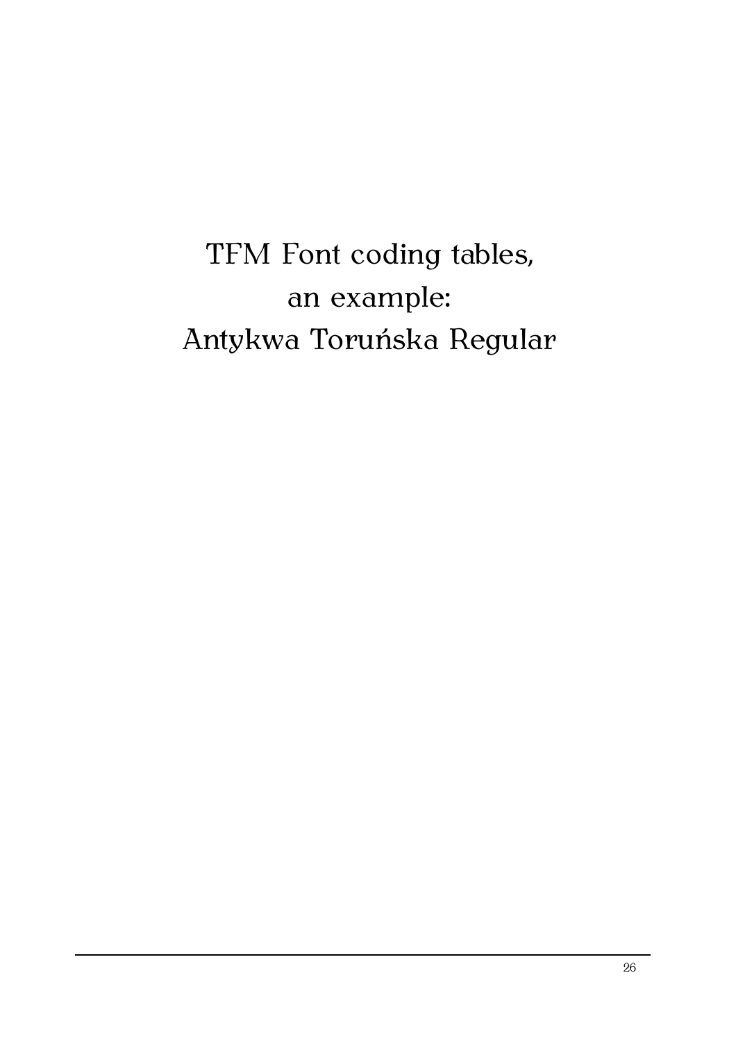# TFM Font coding tables, an example: Antykwa Toruńska Regular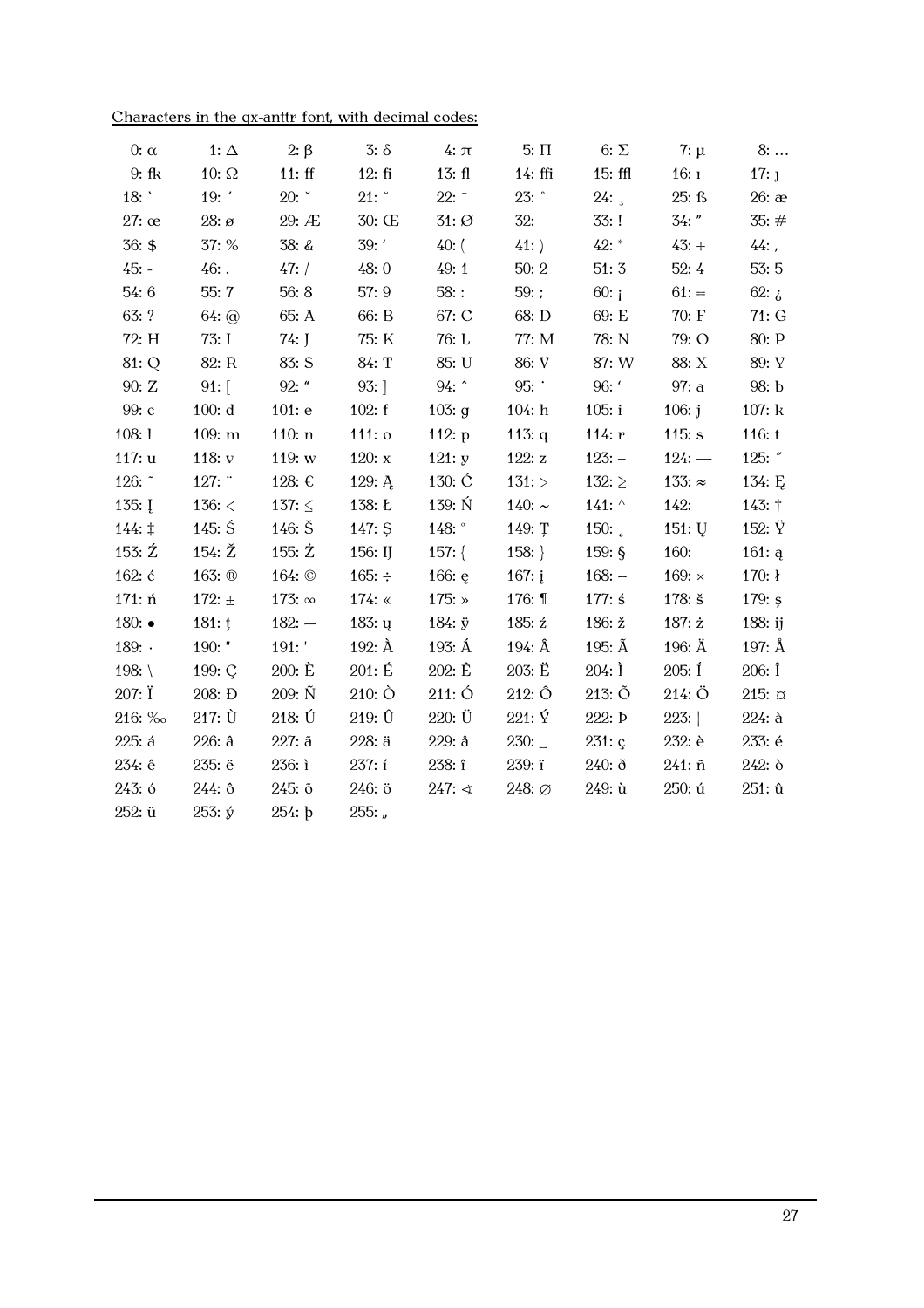Characters in the qx-anttr font, with decimal codes:

| | | | | | | | | |
|---|---|---|---|---|---|---|---|---|
| 0: α | 1: Δ | 2: β | 3: δ | 4: π | 5: Π | 6: Σ | 7: μ | 8: … |
| 9: fk | 10: Ω | 11: ff | 12: fi | 13: fl | 14: ffi | 15: ffl | 16: ı | 17: ȷ |
| 18: ` | 19: ´ | 20: ˇ | 21: ˘ | 22: ¯ | 23: ˚ | 24: ¸ | 25: ß | 26: æ |
| 27: œ | 28: ø | 29: Æ | 30: Œ | 31: Ø | 32: | 33: ! | 34: ″ | 35: # |
| 36: $ | 37: % | 38: & | 39: ’ | 40: ( | 41: ) | 42: * | 43: + | 44: , |
| 45: - | 46: . | 47: / | 48: 0 | 49: 1 | 50: 2 | 51: 3 | 52: 4 | 53: 5 |
| 54: 6 | 55: 7 | 56: 8 | 57: 9 | 58: : | 59: ; | 60: ¡ | 61: = | 62: ¿ |
| 63: ? | 64: @ | 65: A | 66: B | 67: C | 68: D | 69: E | 70: F | 71: G |
| 72: H | 73: I | 74: J | 75: K | 76: L | 77: M | 78: N | 79: O | 80: P |
| 81: Q | 82: R | 83: S | 84: T | 85: U | 86: V | 87: W | 88: X | 89: Y |
| 90: Z | 91: [ | 92: “ | 93: ] | 94: ˆ | 95: ˙ | 96: ‘ | 97: a | 98: b |
| 99: c | 100: d | 101: e | 102: f | 103: g | 104: h | 105: i | 106: j | 107: k |
| 108: l | 109: m | 110: n | 111: o | 112: p | 113: q | 114: r | 115: s | 116: t |
| 117: u | 118: v | 119: w | 120: x | 121: y | 122: z | 123: – | 124: — | 125: ˝ |
| 126: ˜ | 127: ¨ | 128: € | 129: Ą | 130: Ć | 131: > | 132: ≥ | 133: ≈ | 134: Ę |
| 135: Į | 136: < | 137: ≤ | 138: Ł | 139: Ń | 140: ∼ | 141: ^ | 142: | 143: † |
| 144: ‡ | 145: Ś | 146: Š | 147: Ş | 148: ° | 149: Ţ | 150: ˛ | 151: Ų | 152: Ÿ |
| 153: Ź | 154: Ž | 155: Ż | 156: Ĳ | 157: { | 158: } | 159: § | 160: | 161: ą |
| 162: ć | 163: ® | 164: © | 165: ÷ | 166: ę | 167: į | 168: − | 169: × | 170: ł |
| 171: ń | 172: ± | 173: ∞ | 174: « | 175: » | 176: ¶ | 177: ś | 178: š | 179: ş |
| 180: • | 181: ţ | 182: — | 183: ų | 184: ÿ | 185: ź | 186: ž | 187: ż | 188: ĳ |
| 189: · | 190: " | 191: ' | 192: À | 193: Á | 194: Â | 195: Ã | 196: Ä | 197: Å |
| 198: \ | 199: Ç | 200: È | 201: É | 202: Ê | 203: Ë | 204: Ì | 205: Í | 206: Î |
| 207: Ï | 208: Ð | 209: Ñ | 210: Ò | 211: Ó | 212: Ô | 213: Õ | 214: Ö | 215: ¤ |
| 216: ‰ | 217: Ù | 218: Ú | 219: Û | 220: Ü | 221: Ý | 222: Þ | 223: \| | 224: à |
| 225: á | 226: â | 227: ã | 228: ä | 229: å | 230: _ | 231: ç | 232: è | 233: é |
| 234: ê | 235: ë | 236: ì | 237: í | 238: î | 239: ï | 240: ð | 241: ñ | 242: ò |
| 243: ó | 244: ô | 245: õ | 246: ö | 247: ⊲ | 248: ∅ | 249: ù | 250: ú | 251: û |
| 252: ü | 253: ý | 254: þ | 255: „ | | | | | |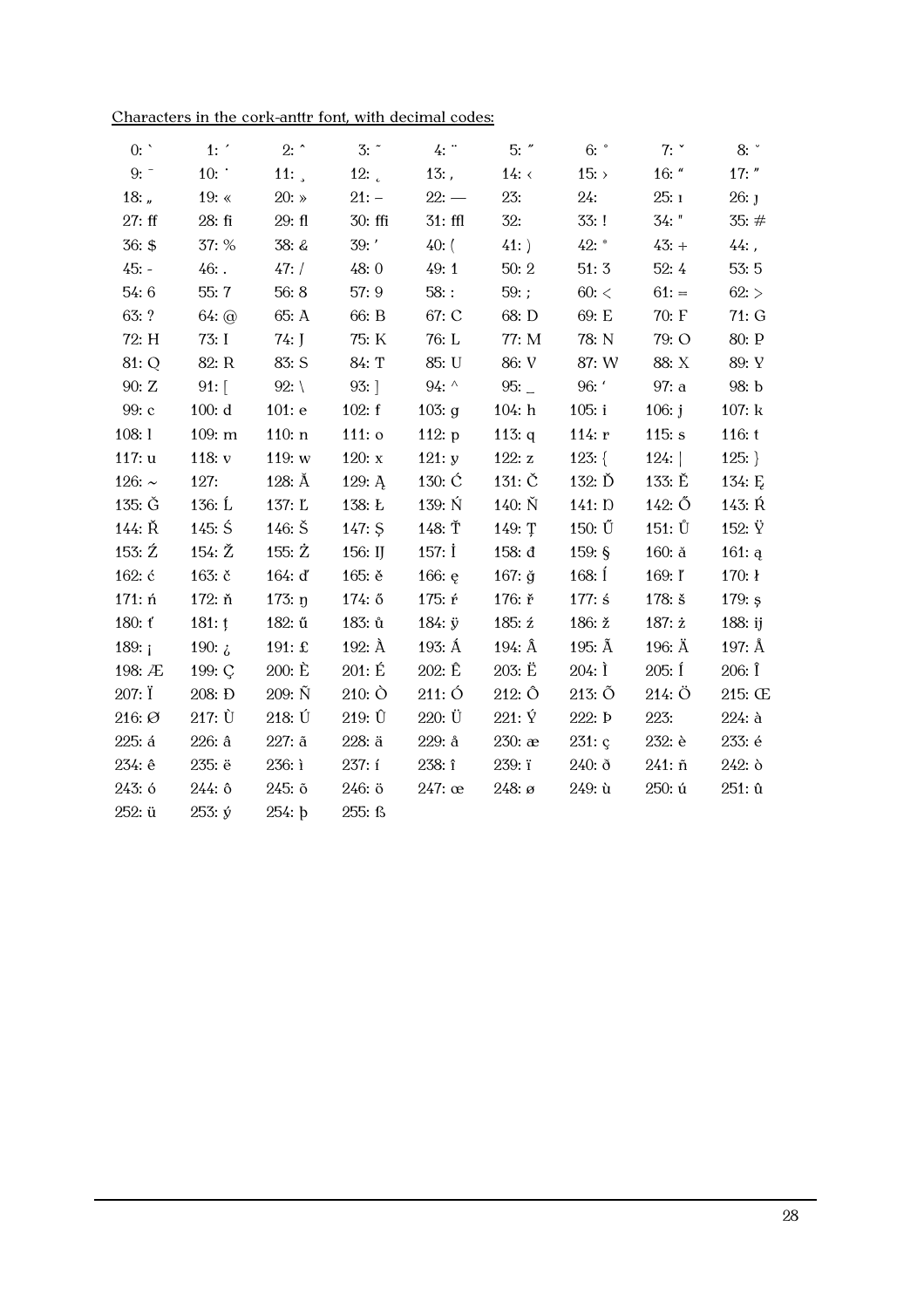<u>Characters in the cork-anttr font, with decimal codes:</u>

| | | | | | | | | |
|---|---|---|---|---|---|---|---|---|
| 0: ` | 1: ´ | 2: ˆ | 3: ˜ | 4: ¨ | 5: ˝ | 6: ˚ | 7: ˇ | 8: ˘ |
| 9: ¯ | 10: ˙ | 11: ¸ | 12: ˛ | 13: ‚ | 14: ‹ | 15: › | 16: “ | 17: ” |
| 18: „ | 19: « | 20: » | 21: – | 22: — | 23: | 24: | 25: ı | 26: ȷ |
| 27: ff | 28: fi | 29: fl | 30: ffi | 31: ffl | 32: | 33: ! | 34: " | 35: # |
| 36: $ | 37: % | 38: & | 39: ’ | 40: ( | 41: ) | 42: * | 43: + | 44: , |
| 45: - | 46: . | 47: / | 48: 0 | 49: 1 | 50: 2 | 51: 3 | 52: 4 | 53: 5 |
| 54: 6 | 55: 7 | 56: 8 | 57: 9 | 58: : | 59: ; | 60: < | 61: = | 62: > |
| 63: ? | 64: @ | 65: A | 66: B | 67: C | 68: D | 69: E | 70: F | 71: G |
| 72: H | 73: I | 74: J | 75: K | 76: L | 77: M | 78: N | 79: O | 80: P |
| 81: Q | 82: R | 83: S | 84: T | 85: U | 86: V | 87: W | 88: X | 89: Y |
| 90: Z | 91: [ | 92: \ | 93: ] | 94: ^ | 95: _ | 96: ‘ | 97: a | 98: b |
| 99: c | 100: d | 101: e | 102: f | 103: g | 104: h | 105: i | 106: j | 107: k |
| 108: l | 109: m | 110: n | 111: o | 112: p | 113: q | 114: r | 115: s | 116: t |
| 117: u | 118: v | 119: w | 120: x | 121: y | 122: z | 123: { | 124: \| | 125: } |
| 126: ~ | 127: | 128: Ă | 129: Ą | 130: Ć | 131: Č | 132: Ď | 133: Ě | 134: Ę |
| 135: Ğ | 136: Ĺ | 137: Ľ | 138: Ł | 139: Ń | 140: Ň | 141: Ŋ | 142: Ő | 143: Ŕ |
| 144: Ř | 145: Ś | 146: Š | 147: Ş | 148: Ť | 149: Ţ | 150: Ű | 151: Ů | 152: Ÿ |
| 153: Ź | 154: Ž | 155: Ż | 156: Ĳ | 157: İ | 158: đ | 159: § | 160: ă | 161: ą |
| 162: ć | 163: č | 164: ď | 165: ě | 166: ę | 167: ğ | 168: ĺ | 169: ľ | 170: ł |
| 171: ń | 172: ň | 173: ŋ | 174: ő | 175: ŕ | 176: ř | 177: ś | 178: š | 179: ş |
| 180: ť | 181: ţ | 182: ű | 183: ů | 184: ÿ | 185: ź | 186: ž | 187: ż | 188: ĳ |
| 189: ¡ | 190: ¿ | 191: £ | 192: À | 193: Á | 194: Â | 195: Ã | 196: Ä | 197: Å |
| 198: Æ | 199: Ç | 200: È | 201: É | 202: Ê | 203: Ë | 204: Ì | 205: Í | 206: Î |
| 207: Ï | 208: Ð | 209: Ñ | 210: Ò | 211: Ó | 212: Ô | 213: Õ | 214: Ö | 215: Œ |
| 216: Ø | 217: Ù | 218: Ú | 219: Û | 220: Ü | 221: Ý | 222: Þ | 223: | 224: à |
| 225: á | 226: â | 227: ã | 228: ä | 229: å | 230: æ | 231: ç | 232: è | 233: é |
| 234: ê | 235: ë | 236: ì | 237: í | 238: î | 239: ï | 240: ð | 241: ñ | 242: ò |
| 243: ó | 244: ô | 245: õ | 246: ö | 247: œ | 248: ø | 249: ù | 250: ú | 251: û |
| 252: ü | 253: ý | 254: þ | 255: ß | | | | | |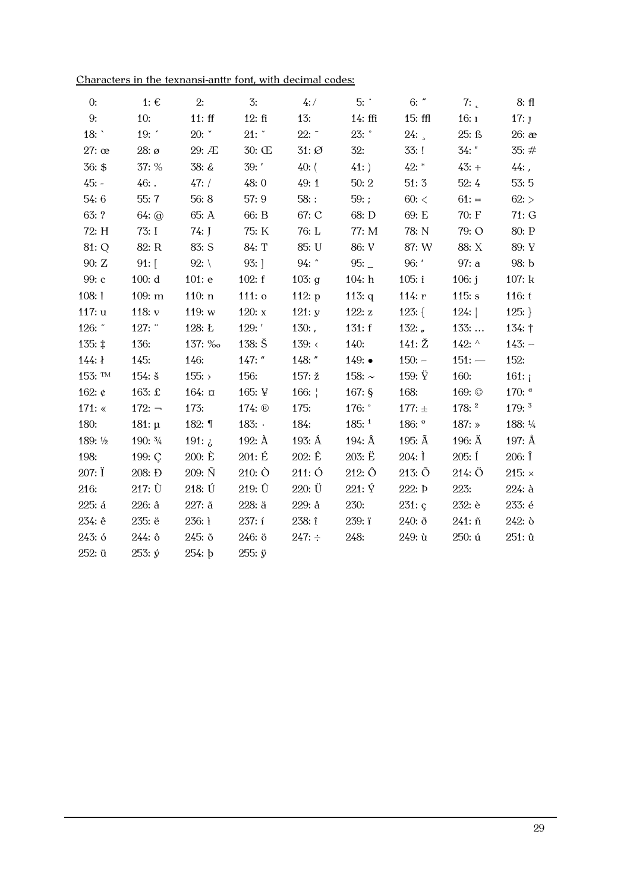Characters in the texnansi-anttr font, with decimal codes:

| 0: | 1: € | 2: | 3: | 4: / | 5: ˙ | 6: ˝ | 7: ˛ | 8: ﬂ |
|---|---|---|---|---|---|---|---|---|
| 9: | 10: | 11: ﬀ | 12: ﬁ | 13: | 14: ﬃ | 15: ﬄ | 16: ı | 17: ȷ |
| 18: ` | 19: ´ | 20: ˇ | 21: ˘ | 22: ¯ | 23: ˚ | 24: ¸ | 25: ß | 26: æ |
| 27: œ | 28: ø | 29: Æ | 30: Œ | 31: Ø | 32: | 33: ! | 34: " | 35: # |
| 36: $ | 37: % | 38: & | 39: ' | 40: ( | 41: ) | 42: * | 43: + | 44: , |
| 45: - | 46: . | 47: / | 48: 0 | 49: 1 | 50: 2 | 51: 3 | 52: 4 | 53: 5 |
| 54: 6 | 55: 7 | 56: 8 | 57: 9 | 58: : | 59: ; | 60: < | 61: = | 62: > |
| 63: ? | 64: @ | 65: A | 66: B | 67: C | 68: D | 69: E | 70: F | 71: G |
| 72: H | 73: I | 74: J | 75: K | 76: L | 77: M | 78: N | 79: O | 80: P |
| 81: Q | 82: R | 83: S | 84: T | 85: U | 86: V | 87: W | 88: X | 89: Y |
| 90: Z | 91: [ | 92: \ | 93: ] | 94: ˆ | 95: _ | 96: ' | 97: a | 98: b |
| 99: c | 100: d | 101: e | 102: f | 103: g | 104: h | 105: i | 106: j | 107: k |
| 108: l | 109: m | 110: n | 111: o | 112: p | 113: q | 114: r | 115: s | 116: t |
| 117: u | 118: v | 119: w | 120: x | 121: y | 122: z | 123: { | 124: \| | 125: } |
| 126: ˜ | 127: ¨ | 128: Ł | 129: ' | 130: ‚ | 131: ƒ | 132: „ | 133: … | 134: † |
| 135: ‡ | 136: | 137: ‰ | 138: Š | 139: ‹ | 140: | 141: Ž | 142: ^ | 143: – |
| 144: ł | 145: | 146: | 147: “ | 148: ” | 149: • | 150: – | 151: — | 152: |
| 153: ™ | 154: š | 155: › | 156: | 157: ž | 158: ~ | 159: Ÿ | 160: | 161: ¡ |
| 162: ¢ | 163: £ | 164: ¤ | 165: ¥ | 166: ¦ | 167: § | 168: | 169: © | 170: ª |
| 171: « | 172: ¬ | 173: | 174: ® | 175: | 176: ° | 177: ± | 178: ² | 179: ³ |
| 180: | 181: µ | 182: ¶ | 183: · | 184: | 185: ¹ | 186: º | 187: » | 188: ¼ |
| 189: ½ | 190: ¾ | 191: ¿ | 192: À | 193: Á | 194: Â | 195: Ã | 196: Ä | 197: Å |
| 198: | 199: Ç | 200: È | 201: É | 202: Ê | 203: Ë | 204: Ì | 205: Í | 206: Î |
| 207: Ï | 208: Ð | 209: Ñ | 210: Ò | 211: Ó | 212: Ô | 213: Õ | 214: Ö | 215: × |
| 216: | 217: Ù | 218: Ú | 219: Û | 220: Ü | 221: Ý | 222: Þ | 223: | 224: à |
| 225: á | 226: â | 227: ã | 228: ä | 229: å | 230: | 231: ç | 232: è | 233: é |
| 234: ê | 235: ë | 236: ì | 237: í | 238: î | 239: ï | 240: ð | 241: ñ | 242: ò |
| 243: ó | 244: ô | 245: õ | 246: ö | 247: ÷ | 248: | 249: ù | 250: ú | 251: û |
| 252: ü | 253: ý | 254: þ | 255: ÿ | | | | | |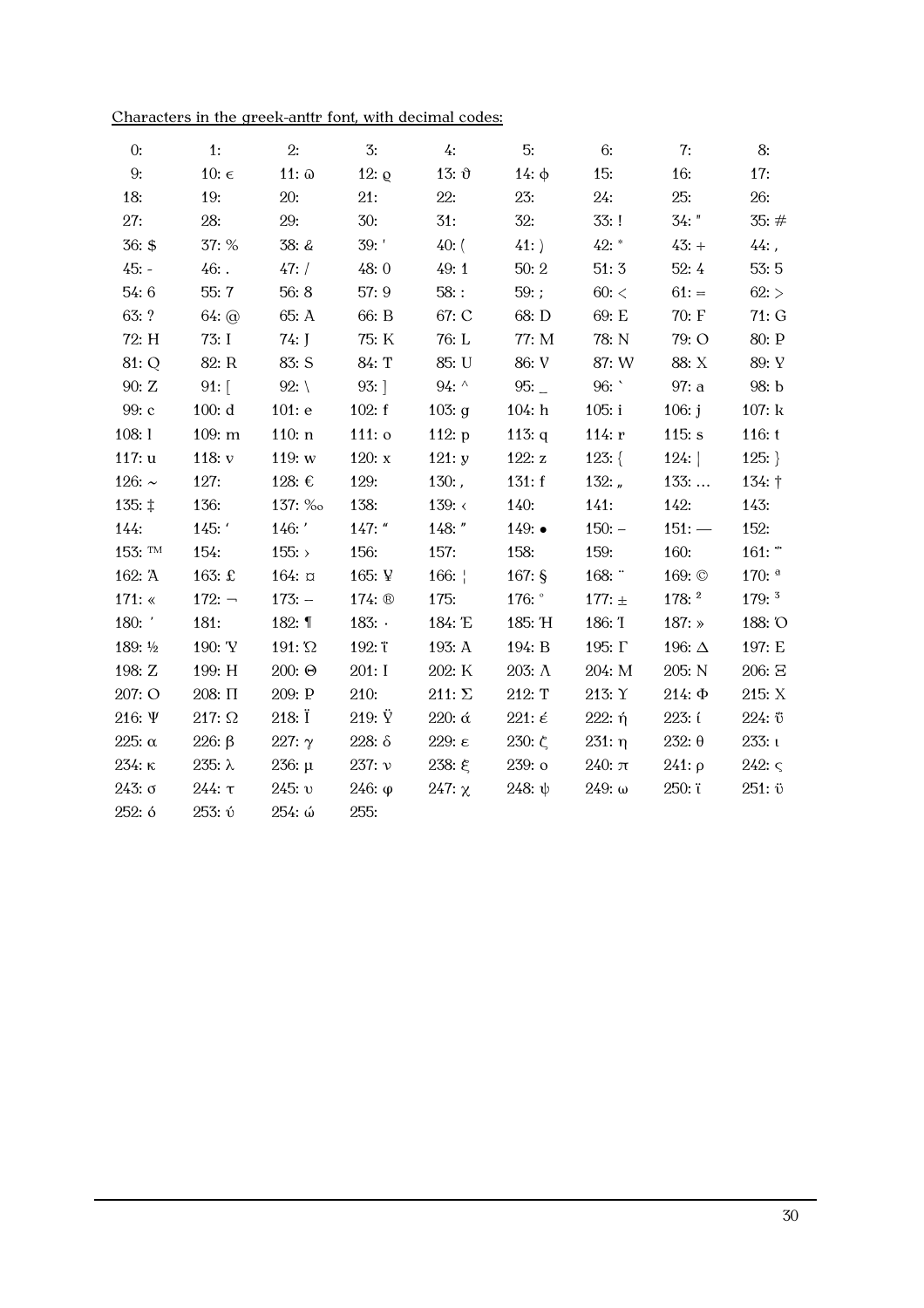Characters in the greek-anttr font, with decimal codes:

| | | | | | | | | |
|---|---|---|---|---|---|---|---|---|
| 0: | 1: | 2: | 3: | 4: | 5: | 6: | 7: | 8: |
| 9: | 10: ϵ | 11: ϖ | 12: ϱ | 13: ϑ | 14: ϕ | 15: | 16: | 17: |
| 18: | 19: | 20: | 21: | 22: | 23: | 24: | 25: | 26: |
| 27: | 28: | 29: | 30: | 31: | 32: | 33: ! | 34: " | 35: # |
| 36: $ | 37: % | 38: & | 39: ' | 40: ( | 41: ) | 42: * | 43: + | 44: , |
| 45: - | 46: . | 47: / | 48: 0 | 49: 1 | 50: 2 | 51: 3 | 52: 4 | 53: 5 |
| 54: 6 | 55: 7 | 56: 8 | 57: 9 | 58: : | 59: ; | 60: < | 61: = | 62: > |
| 63: ? | 64: @ | 65: A | 66: B | 67: C | 68: D | 69: E | 70: F | 71: G |
| 72: H | 73: I | 74: J | 75: K | 76: L | 77: M | 78: N | 79: O | 80: P |
| 81: Q | 82: R | 83: S | 84: T | 85: U | 86: V | 87: W | 88: X | 89: Y |
| 90: Z | 91: [ | 92: \ | 93: ] | 94: ^ | 95: _ | 96: ` | 97: a | 98: b |
| 99: c | 100: d | 101: e | 102: f | 103: g | 104: h | 105: i | 106: j | 107: k |
| 108: l | 109: m | 110: n | 111: o | 112: p | 113: q | 114: r | 115: s | 116: t |
| 117: u | 118: v | 119: w | 120: x | 121: y | 122: z | 123: { | 124: \| | 125: } |
| 126: ~ | 127: | 128: € | 129: | 130: ‚ | 131: f | 132: „ | 133: … | 134: † |
| 135: ‡ | 136: | 137: ‰ | 138: | 139: ‹ | 140: | 141: | 142: | 143: |
| 144: | 145: ' | 146: ' | 147: " | 148: " | 149: • | 150: – | 151: — | 152: |
| 153: ™ | 154: | 155: › | 156: | 157: | 158: | 159: | 160: | 161: ΅ |
| 162: Ά | 163: £ | 164: ¤ | 165: ¥ | 166: ¦ | 167: § | 168: ¨ | 169: © | 170: ª |
| 171: « | 172: ¬ | 173: – | 174: ® | 175: | 176: ° | 177: ± | 178: ² | 179: ³ |
| 180: ΄ | 181: | 182: ¶ | 183: · | 184: Έ | 185: Ή | 186: Ί | 187: » | 188: Ό |
| 189: ½ | 190: Ύ | 191: Ώ | 192: ΐ | 193: Α | 194: Β | 195: Γ | 196: Δ | 197: Ε |
| 198: Ζ | 199: Η | 200: Θ | 201: Ι | 202: Κ | 203: Λ | 204: Μ | 205: Ν | 206: Ξ |
| 207: Ο | 208: Π | 209: Ρ | 210: | 211: Σ | 212: Τ | 213: Υ | 214: Φ | 215: Χ |
| 216: Ψ | 217: Ω | 218: Ϊ | 219: Ϋ | 220: ά | 221: έ | 222: ή | 223: ί | 224: ΰ |
| 225: α | 226: β | 227: γ | 228: δ | 229: ε | 230: ζ | 231: η | 232: θ | 233: ι |
| 234: κ | 235: λ | 236: μ | 237: ν | 238: ξ | 239: ο | 240: π | 241: ρ | 242: ς |
| 243: σ | 244: τ | 245: υ | 246: φ | 247: χ | 248: ψ | 249: ω | 250: ϊ | 251: ϋ |
| 252: ό | 253: ύ | 254: ώ | 255: | | | | | |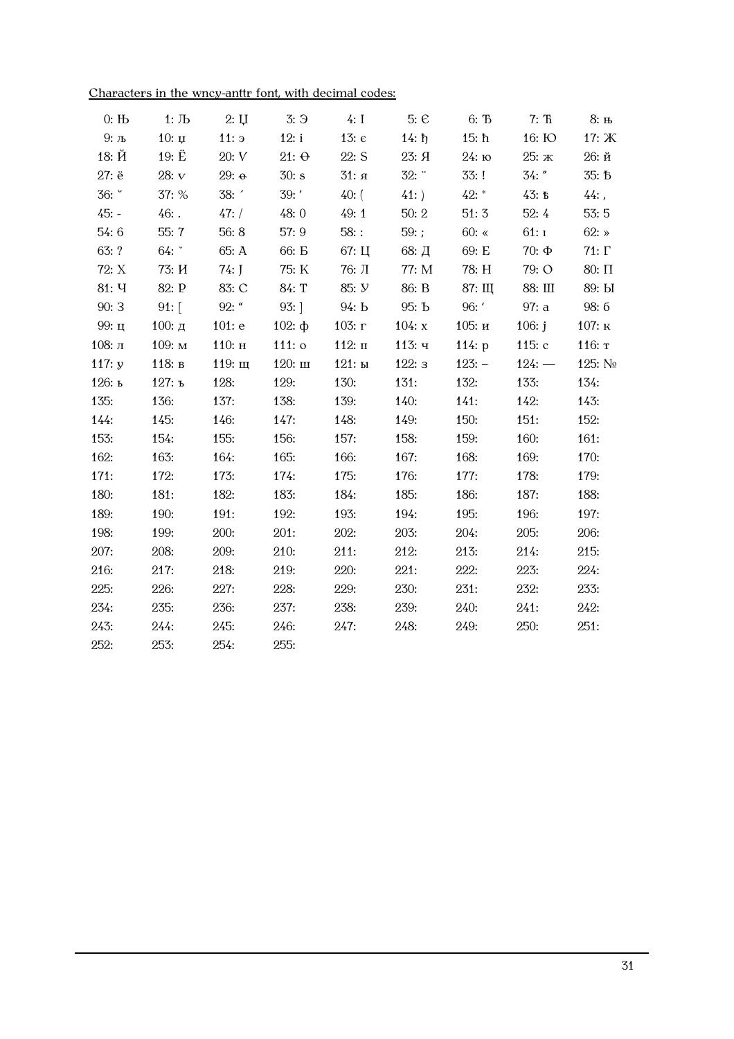Characters in the wncy-anttr font, with decimal codes:

| | | | | | | | | |
|---|---|---|---|---|---|---|---|---|
| 0: Њ | 1: Љ | 2: Џ | 3: Э | 4: I | 5: Є | 6: Ђ | 7: Ћ | 8: њ |
| 9: љ | 10: џ | 11: э | 12: i | 13: є | 14: ђ | 15: ћ | 16: Ю | 17: Ж |
| 18: Й | 19: Ё | 20: Ѵ | 21: Ѳ | 22: S | 23: Я | 24: ю | 25: ж | 26: й |
| 27: ё | 28: ѵ | 29: ѳ | 30: s | 31: я | 32: ¨ | 33: ! | 34: ″ | 35: Ѣ |
| 36: ˘ | 37: % | 38: ′ | 39: ’ | 40: ( | 41: ) | 42: * | 43: ѣ | 44: , |
| 45: - | 46: . | 47: / | 48: 0 | 49: 1 | 50: 2 | 51: 3 | 52: 4 | 53: 5 |
| 54: 6 | 55: 7 | 56: 8 | 57: 9 | 58: : | 59: ; | 60: « | 61: ı | 62: » |
| 63: ? | 64: ˘ | 65: А | 66: Б | 67: Ц | 68: Д | 69: Е | 70: Ф | 71: Г |
| 72: Х | 73: И | 74: J | 75: К | 76: Л | 77: М | 78: Н | 79: О | 80: П |
| 81: Ч | 82: Р | 83: С | 84: Т | 85: У | 86: В | 87: Щ | 88: Ш | 89: Ы |
| 90: З | 91: [ | 92: “ | 93: ] | 94: Ь | 95: Ъ | 96: ‘ | 97: а | 98: б |
| 99: ц | 100: д | 101: е | 102: ф | 103: г | 104: х | 105: и | 106: j | 107: к |
| 108: л | 109: м | 110: н | 111: о | 112: п | 113: ч | 114: р | 115: с | 116: т |
| 117: у | 118: в | 119: щ | 120: ш | 121: ы | 122: з | 123: – | 124: — | 125: № |
| 126: ь | 127: ъ | 128: | 129: | 130: | 131: | 132: | 133: | 134: |
| 135: | 136: | 137: | 138: | 139: | 140: | 141: | 142: | 143: |
| 144: | 145: | 146: | 147: | 148: | 149: | 150: | 151: | 152: |
| 153: | 154: | 155: | 156: | 157: | 158: | 159: | 160: | 161: |
| 162: | 163: | 164: | 165: | 166: | 167: | 168: | 169: | 170: |
| 171: | 172: | 173: | 174: | 175: | 176: | 177: | 178: | 179: |
| 180: | 181: | 182: | 183: | 184: | 185: | 186: | 187: | 188: |
| 189: | 190: | 191: | 192: | 193: | 194: | 195: | 196: | 197: |
| 198: | 199: | 200: | 201: | 202: | 203: | 204: | 205: | 206: |
| 207: | 208: | 209: | 210: | 211: | 212: | 213: | 214: | 215: |
| 216: | 217: | 218: | 219: | 220: | 221: | 222: | 223: | 224: |
| 225: | 226: | 227: | 228: | 229: | 230: | 231: | 232: | 233: |
| 234: | 235: | 236: | 237: | 238: | 239: | 240: | 241: | 242: |
| 243: | 244: | 245: | 246: | 247: | 248: | 249: | 250: | 251: |
| 252: | 253: | 254: | 255: | | | | | |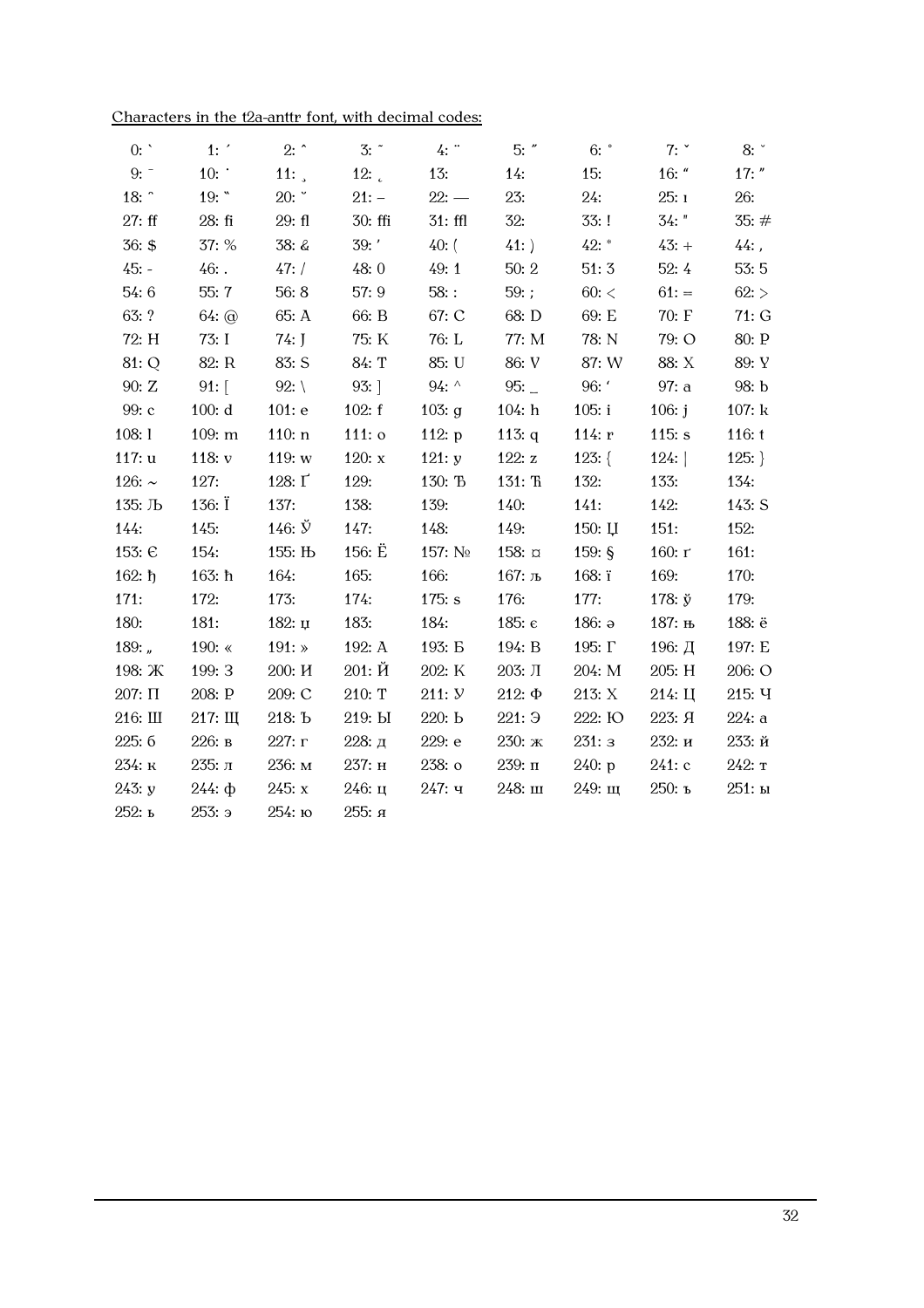Characters in the t2a-anttr font, with decimal codes:

| | | | | | | | | |
|---|---|---|---|---|---|---|---|---|
| 0: ` | 1: ´ | 2: ˆ | 3: ˜ | 4: ¨ | 5: ˝ | 6: ˚ | 7: ˇ | 8: ˘ |
| 9: ¯ | 10: ˙ | 11: ¸ | 12: ˛ | 13: | 14: | 15: | 16: “ | 17: ” |
| 18: ˆ | 19: ‶ | 20: ˘ | 21: – | 22: — | 23: | 24: | 25: ı | 26: |
| 27: ff | 28: fi | 29: fl | 30: ffi | 31: ffl | 32: | 33: ! | 34: " | 35: # |
| 36: $ | 37: % | 38: & | 39: ’ | 40: ( | 41: ) | 42: * | 43: + | 44: , |
| 45: - | 46: . | 47: / | 48: 0 | 49: 1 | 50: 2 | 51: 3 | 52: 4 | 53: 5 |
| 54: 6 | 55: 7 | 56: 8 | 57: 9 | 58: : | 59: ; | 60: < | 61: = | 62: > |
| 63: ? | 64: @ | 65: A | 66: B | 67: C | 68: D | 69: E | 70: F | 71: G |
| 72: H | 73: I | 74: J | 75: K | 76: L | 77: M | 78: N | 79: O | 80: P |
| 81: Q | 82: R | 83: S | 84: T | 85: U | 86: V | 87: W | 88: X | 89: Y |
| 90: Z | 91: [ | 92: \ | 93: ] | 94: ^ | 95: _ | 96: ‘ | 97: a | 98: b |
| 99: c | 100: d | 101: e | 102: f | 103: g | 104: h | 105: i | 106: j | 107: k |
| 108: l | 109: m | 110: n | 111: o | 112: p | 113: q | 114: r | 115: s | 116: t |
| 117: u | 118: v | 119: w | 120: x | 121: y | 122: z | 123: { | 124: \| | 125: } |
| 126: ~ | 127: | 128: Ґ | 129: | 130: Ђ | 131: Ћ | 132: | 133: | 134: |
| 135: Љ | 136: Ї | 137: | 138: | 139: | 140: | 141: | 142: | 143: Ѕ |
| 144: | 145: | 146: Ў | 147: | 148: | 149: | 150: Џ | 151: | 152: |
| 153: Є | 154: | 155: Њ | 156: Ё | 157: № | 158: ¤ | 159: § | 160: ґ | 161: |
| 162: ђ | 163: ћ | 164: | 165: | 166: | 167: љ | 168: ї | 169: | 170: |
| 171: | 172: | 173: | 174: | 175: ѕ | 176: | 177: | 178: ў | 179: |
| 180: | 181: | 182: џ | 183: | 184: | 185: є | 186: ә | 187: њ | 188: ё |
| 189: „ | 190: « | 191: » | 192: А | 193: Б | 194: В | 195: Г | 196: Д | 197: Е |
| 198: Ж | 199: З | 200: И | 201: Й | 202: К | 203: Л | 204: М | 205: Н | 206: О |
| 207: П | 208: Р | 209: С | 210: Т | 211: У | 212: Ф | 213: Х | 214: Ц | 215: Ч |
| 216: Ш | 217: Щ | 218: Ъ | 219: Ы | 220: Ь | 221: Э | 222: Ю | 223: Я | 224: а |
| 225: б | 226: в | 227: г | 228: д | 229: е | 230: ж | 231: з | 232: и | 233: й |
| 234: к | 235: л | 236: м | 237: н | 238: о | 239: п | 240: р | 241: с | 242: т |
| 243: у | 244: ф | 245: х | 246: ц | 247: ч | 248: ш | 249: щ | 250: ъ | 251: ы |
| 252: ь | 253: э | 254: ю | 255: я | | | | | |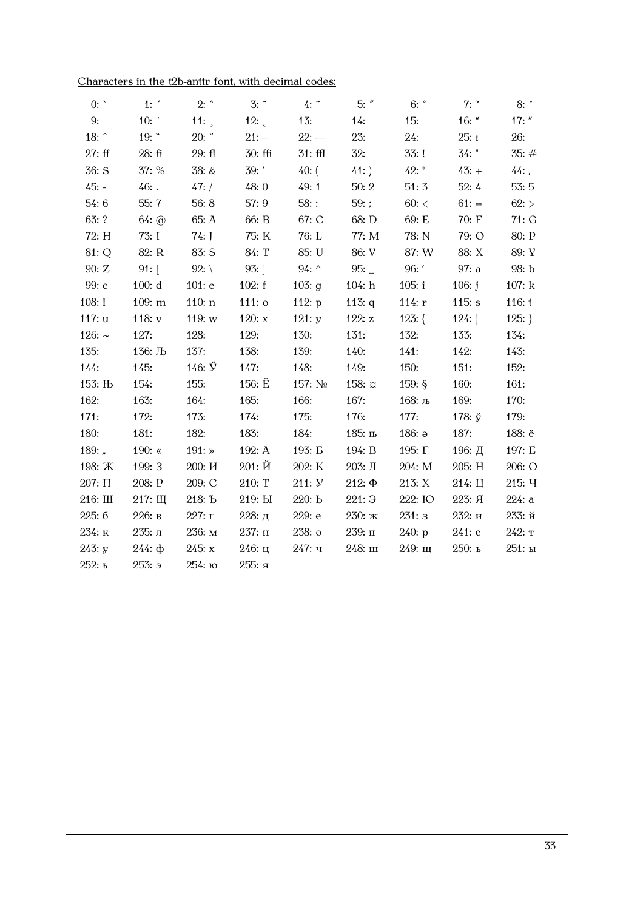Characters in the t2b-anttr font, with decimal codes:

| 0: ` | 1: ´ | 2: ˆ | 3: ˜ | 4: ¨ | 5: ˝ | 6: ˚ | 7: ˇ | 8: ˘ |
|---|---|---|---|---|---|---|---|---|
| 9: ¯ | 10: ˙ | 11: ¸ | 12: ˛ | 13: | 14: | 15: | 16: “ | 17: ” |
| 18: ˆ | 19: ‟ | 20: ˘ | 21: – | 22: — | 23: | 24: | 25: ı | 26: |
| 27: ff | 28: fi | 29: fl | 30: ffi | 31: ffl | 32: | 33: ! | 34: " | 35: # |
| 36: $ | 37: % | 38: & | 39: ’ | 40: ( | 41: ) | 42: * | 43: + | 44: , |
| 45: - | 46: . | 47: / | 48: 0 | 49: 1 | 50: 2 | 51: 3 | 52: 4 | 53: 5 |
| 54: 6 | 55: 7 | 56: 8 | 57: 9 | 58: : | 59: ; | 60: < | 61: = | 62: > |
| 63: ? | 64: @ | 65: A | 66: B | 67: C | 68: D | 69: E | 70: F | 71: G |
| 72: H | 73: I | 74: J | 75: K | 76: L | 77: M | 78: N | 79: O | 80: P |
| 81: Q | 82: R | 83: S | 84: T | 85: U | 86: V | 87: W | 88: X | 89: Y |
| 90: Z | 91: [ | 92: \ | 93: ] | 94: ^ | 95: _ | 96: ‘ | 97: a | 98: b |
| 99: c | 100: d | 101: e | 102: f | 103: g | 104: h | 105: i | 106: j | 107: k |
| 108: l | 109: m | 110: n | 111: o | 112: p | 113: q | 114: r | 115: s | 116: t |
| 117: u | 118: v | 119: w | 120: x | 121: y | 122: z | 123: { | 124: \| | 125: } |
| 126: ~ | 127: | 128: | 129: | 130: | 131: | 132: | 133: | 134: |
| 135: | 136: Љ | 137: | 138: | 139: | 140: | 141: | 142: | 143: |
| 144: | 145: | 146: Ў | 147: | 148: | 149: | 150: | 151: | 152: |
| 153: Њ | 154: | 155: | 156: Ё | 157: № | 158: ¤ | 159: § | 160: | 161: |
| 162: | 163: | 164: | 165: | 166: | 167: | 168: љ | 169: | 170: |
| 171: | 172: | 173: | 174: | 175: | 176: | 177: | 178: ў | 179: |
| 180: | 181: | 182: | 183: | 184: | 185: њ | 186: ə | 187: | 188: ё |
| 189: „ | 190: « | 191: » | 192: А | 193: Б | 194: В | 195: Г | 196: Д | 197: Е |
| 198: Ж | 199: З | 200: И | 201: Й | 202: К | 203: Л | 204: М | 205: Н | 206: О |
| 207: П | 208: Р | 209: С | 210: Т | 211: У | 212: Ф | 213: Х | 214: Ц | 215: Ч |
| 216: Ш | 217: Щ | 218: Ъ | 219: Ы | 220: Ь | 221: Э | 222: Ю | 223: Я | 224: а |
| 225: б | 226: в | 227: г | 228: д | 229: е | 230: ж | 231: з | 232: и | 233: й |
| 234: к | 235: л | 236: м | 237: н | 238: о | 239: п | 240: р | 241: с | 242: т |
| 243: у | 244: ф | 245: х | 246: ц | 247: ч | 248: ш | 249: щ | 250: ъ | 251: ы |
| 252: ь | 253: э | 254: ю | 255: я | | | | | |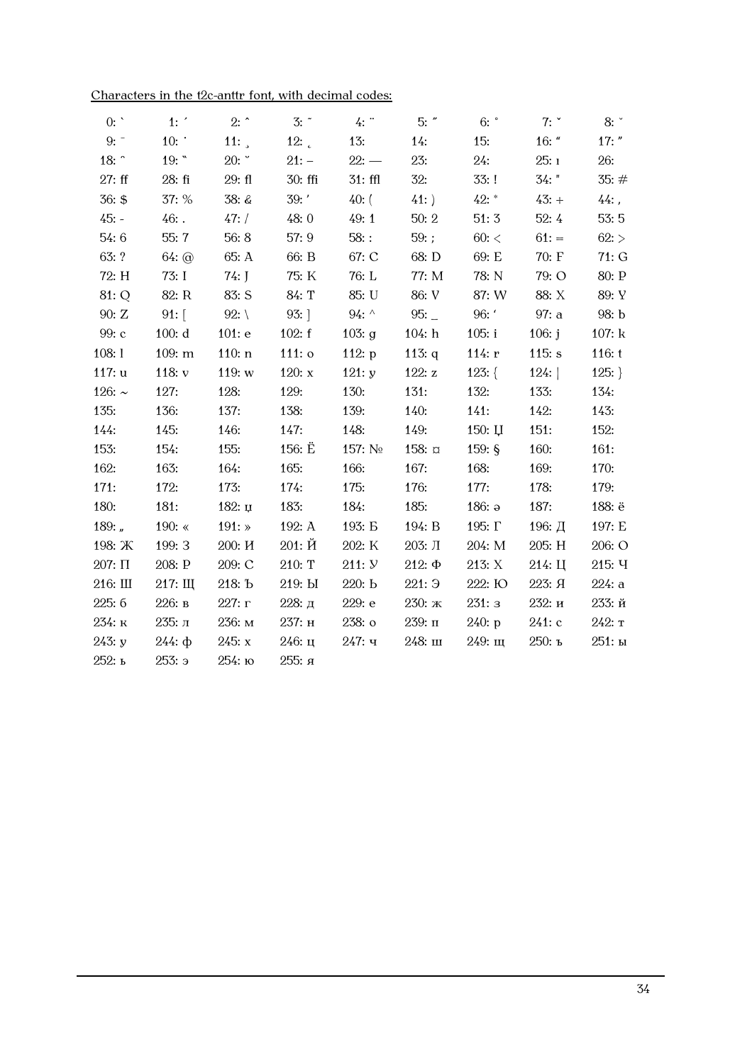Characters in the t2c-anttr font, with decimal codes:

| | | | | | | | | |
|---|---|---|---|---|---|---|---|---|
| 0: ` | 1: ´ | 2: ˆ | 3: ˜ | 4: ¨ | 5: ˝ | 6: ˚ | 7: ˇ | 8: ˘ |
| 9: ¯ | 10: ˙ | 11: ¸ | 12: ˛ | 13: | 14: | 15: | 16: “ | 17: ” |
| 18: ˆ | 19: ‶ | 20: ˘ | 21: – | 22: — | 23: | 24: | 25: ı | 26: |
| 27: ff | 28: fi | 29: fl | 30: ffi | 31: ffl | 32: | 33: ! | 34: " | 35: # |
| 36: $ | 37: % | 38: & | 39: ’ | 40: ( | 41: ) | 42: * | 43: + | 44: , |
| 45: - | 46: . | 47: / | 48: 0 | 49: 1 | 50: 2 | 51: 3 | 52: 4 | 53: 5 |
| 54: 6 | 55: 7 | 56: 8 | 57: 9 | 58: : | 59: ; | 60: < | 61: = | 62: > |
| 63: ? | 64: @ | 65: A | 66: B | 67: C | 68: D | 69: E | 70: F | 71: G |
| 72: H | 73: I | 74: J | 75: K | 76: L | 77: M | 78: N | 79: O | 80: P |
| 81: Q | 82: R | 83: S | 84: T | 85: U | 86: V | 87: W | 88: X | 89: Y |
| 90: Z | 91: [ | 92: \ | 93: ] | 94: ^ | 95: _ | 96: ‘ | 97: a | 98: b |
| 99: c | 100: d | 101: e | 102: f | 103: g | 104: h | 105: i | 106: j | 107: k |
| 108: l | 109: m | 110: n | 111: o | 112: p | 113: q | 114: r | 115: s | 116: t |
| 117: u | 118: v | 119: w | 120: x | 121: y | 122: z | 123: { | 124: \| | 125: } |
| 126: ~ | 127: | 128: | 129: | 130: | 131: | 132: | 133: | 134: |
| 135: | 136: | 137: | 138: | 139: | 140: | 141: | 142: | 143: |
| 144: | 145: | 146: | 147: | 148: | 149: | 150: Џ | 151: | 152: |
| 153: | 154: | 155: | 156: Ё | 157: № | 158: ¤ | 159: § | 160: | 161: |
| 162: | 163: | 164: | 165: | 166: | 167: | 168: | 169: | 170: |
| 171: | 172: | 173: | 174: | 175: | 176: | 177: | 178: | 179: |
| 180: | 181: | 182: џ | 183: | 184: | 185: | 186: ə | 187: | 188: ё |
| 189: „ | 190: « | 191: » | 192: А | 193: Б | 194: В | 195: Г | 196: Д | 197: Е |
| 198: Ж | 199: З | 200: И | 201: Й | 202: К | 203: Л | 204: М | 205: Н | 206: О |
| 207: П | 208: Р | 209: С | 210: Т | 211: У | 212: Ф | 213: Х | 214: Ц | 215: Ч |
| 216: Ш | 217: Щ | 218: Ъ | 219: Ы | 220: Ь | 221: Э | 222: Ю | 223: Я | 224: а |
| 225: б | 226: в | 227: г | 228: д | 229: е | 230: ж | 231: з | 232: и | 233: й |
| 234: к | 235: л | 236: м | 237: н | 238: о | 239: п | 240: р | 241: с | 242: т |
| 243: у | 244: ф | 245: х | 246: ц | 247: ч | 248: ш | 249: щ | 250: ъ | 251: ы |
| 252: ь | 253: э | 254: ю | 255: я | | | | | |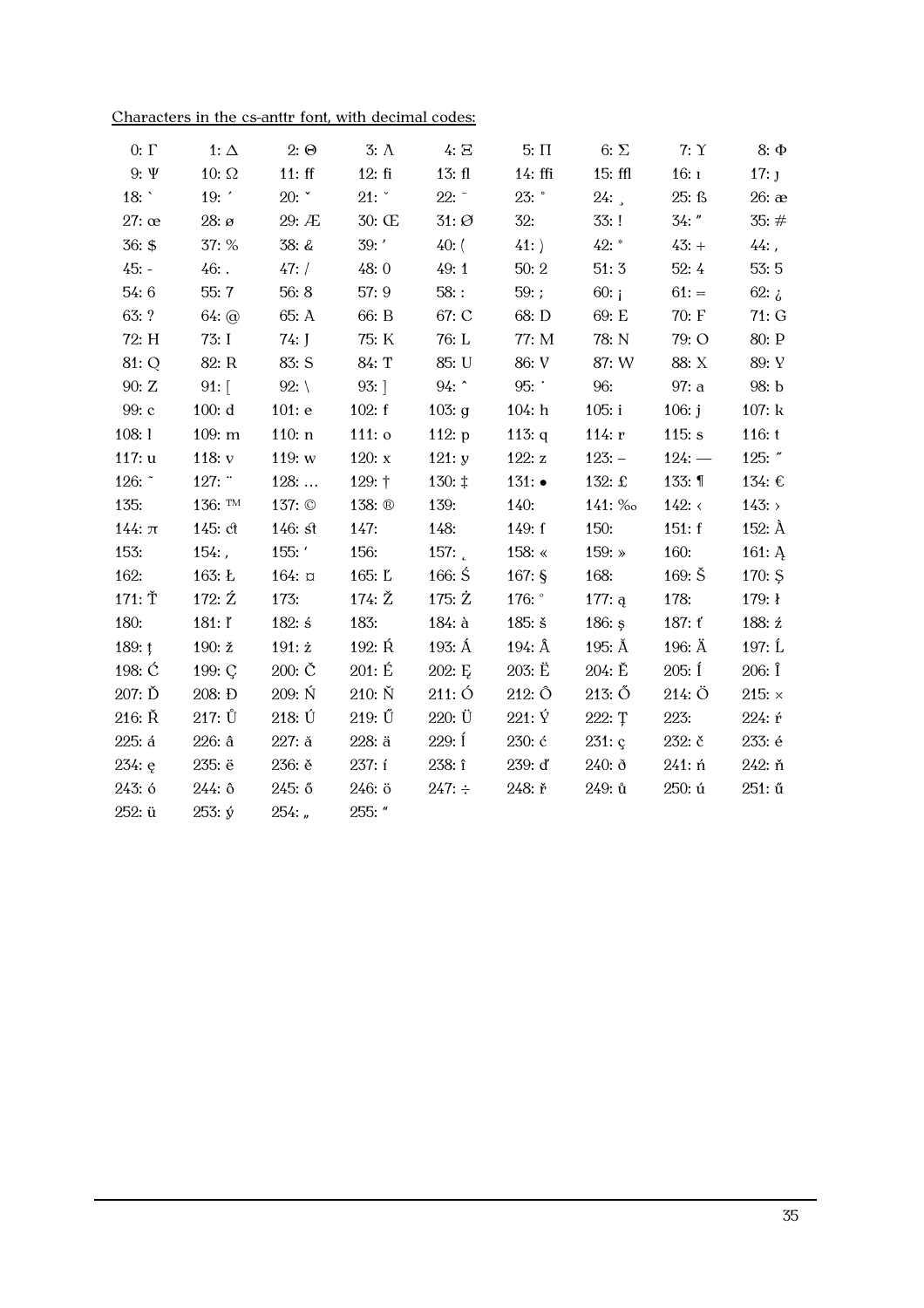Characters in the cs-anttr font, with decimal codes:

| | | | | | | | | |
|---|---|---|---|---|---|---|---|---|
| 0: Γ | 1: Δ | 2: Θ | 3: Λ | 4: Ξ | 5: Π | 6: Σ | 7: Υ | 8: Φ |
| 9: Ψ | 10: Ω | 11: ff | 12: fi | 13: fl | 14: ffi | 15: ffl | 16: ı | 17: ȷ |
| 18: ` | 19: ´ | 20: ˇ | 21: ˘ | 22: ¯ | 23: ˚ | 24: ¸ | 25: ß | 26: æ |
| 27: œ | 28: ø | 29: Æ | 30: Œ | 31: Ø | 32: | 33: ! | 34: ″ | 35: # |
| 36: $ | 37: % | 38: & | 39: ’ | 40: ( | 41: ) | 42: * | 43: + | 44: , |
| 45: - | 46: . | 47: / | 48: 0 | 49: 1 | 50: 2 | 51: 3 | 52: 4 | 53: 5 |
| 54: 6 | 55: 7 | 56: 8 | 57: 9 | 58: : | 59: ; | 60: ¡ | 61: = | 62: ¿ |
| 63: ? | 64: @ | 65: A | 66: B | 67: C | 68: D | 69: E | 70: F | 71: G |
| 72: H | 73: I | 74: J | 75: K | 76: L | 77: M | 78: N | 79: O | 80: P |
| 81: Q | 82: R | 83: S | 84: T | 85: U | 86: V | 87: W | 88: X | 89: Y |
| 90: Z | 91: [ | 92: \ | 93: ] | 94: ˆ | 95: ˙ | 96: | 97: a | 98: b |
| 99: c | 100: d | 101: e | 102: f | 103: g | 104: h | 105: i | 106: j | 107: k |
| 108: l | 109: m | 110: n | 111: o | 112: p | 113: q | 114: r | 115: s | 116: t |
| 117: u | 118: v | 119: w | 120: x | 121: y | 122: z | 123: – | 124: — | 125: ˝ |
| 126: ˜ | 127: ¨ | 128: … | 129: † | 130: ‡ | 131: • | 132: £ | 133: ¶ | 134: € |
| 135: | 136: ™ | 137: © | 138: ® | 139: | 140: | 141: ‰ | 142: ‹ | 143: › |
| 144: π | 145: ct | 146: st | 147: | 148: | 149: f | 150: | 151: f | 152: À |
| 153: | 154: , | 155: ‘ | 156: | 157: ˛ | 158: « | 159: » | 160: | 161: Ą |
| 162: | 163: Ł | 164: ¤ | 165: Ľ | 166: Ś | 167: § | 168: | 169: Š | 170: Ş |
| 171: Ť | 172: Ź | 173: | 174: Ž | 175: Ż | 176: ° | 177: ą | 178: | 179: ł |
| 180: | 181: ľ | 182: ś | 183: | 184: à | 185: š | 186: ş | 187: ť | 188: ź |
| 189: ţ | 190: ž | 191: ż | 192: Ŕ | 193: Á | 194: Â | 195: Ă | 196: Ä | 197: Ĺ |
| 198: Ć | 199: Ç | 200: Č | 201: É | 202: Ę | 203: Ë | 204: Ě | 205: Í | 206: Î |
| 207: Ď | 208: Đ | 209: Ń | 210: Ň | 211: Ó | 212: Ô | 213: Ő | 214: Ö | 215: × |
| 216: Ř | 217: Ů | 218: Ú | 219: Ű | 220: Ü | 221: Ý | 222: Ţ | 223: | 224: ŕ |
| 225: á | 226: â | 227: ă | 228: ä | 229: ĺ | 230: ć | 231: ç | 232: č | 233: é |
| 234: ę | 235: ë | 236: ě | 237: í | 238: î | 239: ď | 240: ð | 241: ń | 242: ň |
| 243: ó | 244: ô | 245: ő | 246: ö | 247: ÷ | 248: ř | 249: ů | 250: ú | 251: ű |
| 252: ü | 253: ý | 254: „ | 255: “ | | | | | |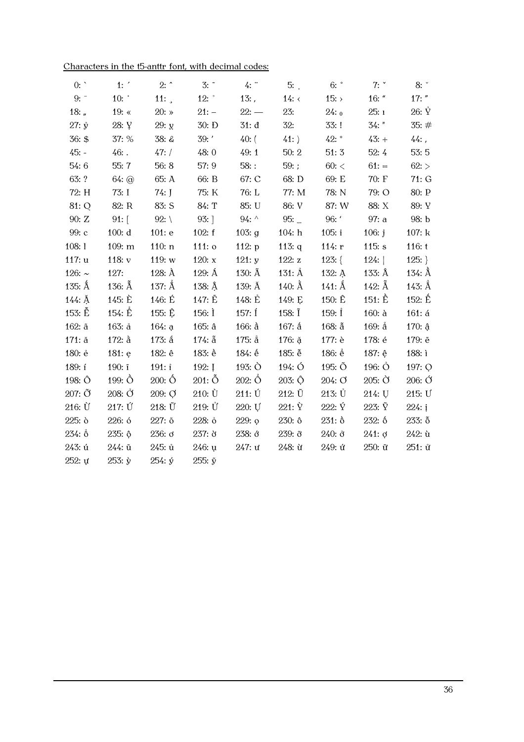Characters in the t5-anttr font, with decimal codes:

0: ` 1: ´ 2: ˆ 3: ˜ 4: ¨ 5: ̣ 6: ˚ 7: ˇ 8: ˘

9: ¯ 10: ˙ 11: ¸ 12: ̉ 13: ‚ 14: ‹ 15: › 16: “ 17: ”

18: „ 19: « 20: » 21: – 22: — 23: 24: $_0$ 25: ı 26: Ỷ

27: ỷ 28: Ỵ 29: ỵ 30: Đ 31: đ 32: 33: ! 34: " 35: #

36: $ 37: % 38: & 39: ' 40: ( 41: ) 42: * 43: + 44: ,

45: - 46: . 47: / 48: 0 49: 1 50: 2 51: 3 52: 4 53: 5

54: 6 55: 7 56: 8 57: 9 58: : 59: ; 60: < 61: = 62: >

63: ? 64: @ 65: A 66: B 67: C 68: D 69: E 70: F 71: G

72: H 73: I 74: J 75: K 76: L 77: M 78: N 79: O 80: P

81: Q 82: R 83: S 84: T 85: U 86: V 87: W 88: X 89: Y

90: Z 91: [ 92: \ 93: ] 94: ^ 95: _ 96: ‘ 97: a 98: b

99: c 100: d 101: e 102: f 103: g 104: h 105: i 106: j 107: k

108: l 109: m 110: n 111: o 112: p 113: q 114: r 115: s 116: t

117: u 118: v 119: w 120: x 121: y 122: z 123: { 124: | 125: }

126: ~ 127: 128: À 129: Á 130: Ã 131: Ả 132: Ạ 133: Â 134: Ầ

135: Ấ 136: Ẫ 137: Ẩ 138: Ậ 139: Ă 140: Ằ 141: Ắ 142: Ẵ 143: Ẳ

144: Ặ 145: È 146: É 147: Ẽ 148: Ẻ 149: Ẹ 150: Ê 151: Ề 152: Ế

153: Ễ 154: Ể 155: Ệ 156: Ì 157: Í 158: Ĩ 159: Ỉ 160: à 161: á

162: ã 163: ả 164: ạ 165: â 166: ầ 167: ấ 168: ẫ 169: ẩ 170: ậ

171: ă 172: ằ 173: ắ 174: ẵ 175: ẳ 176: ặ 177: è 178: é 179: ẽ

180: ẻ 181: ẹ 182: ê 183: ề 184: ế 185: ễ 186: ể 187: ệ 188: ì

189: í 190: ĩ 191: ỉ 192: Ị 193: Ò 194: Ó 195: Õ 196: Ỏ 197: Ọ

198: Ô 199: Ồ 200: Ố 201: Ỗ 202: Ổ 203: Ộ 204: Ơ 205: Ờ 206: Ớ

207: Ỡ 208: Ở 209: Ợ 210: Ù 211: Ú 212: Ũ 213: Ủ 214: Ụ 215: Ư

216: Ừ 217: Ứ 218: Ữ 219: Ử 220: Ự 221: Ỳ 222: Ý 223: Ỹ 224: ị

225: ò 226: ó 227: õ 228: ỏ 229: ọ 230: ô 231: ồ 232: ố 233: ỗ

234: ổ 235: ộ 236: ơ 237: ờ 238: ớ 239: ỡ 240: ở 241: ợ 242: ù

243: ú 244: ũ 245: ủ 246: ụ 247: ư 248: ừ 249: ứ 250: ữ 251: ử

252: ự 253: ỳ 254: ý 255: ỹ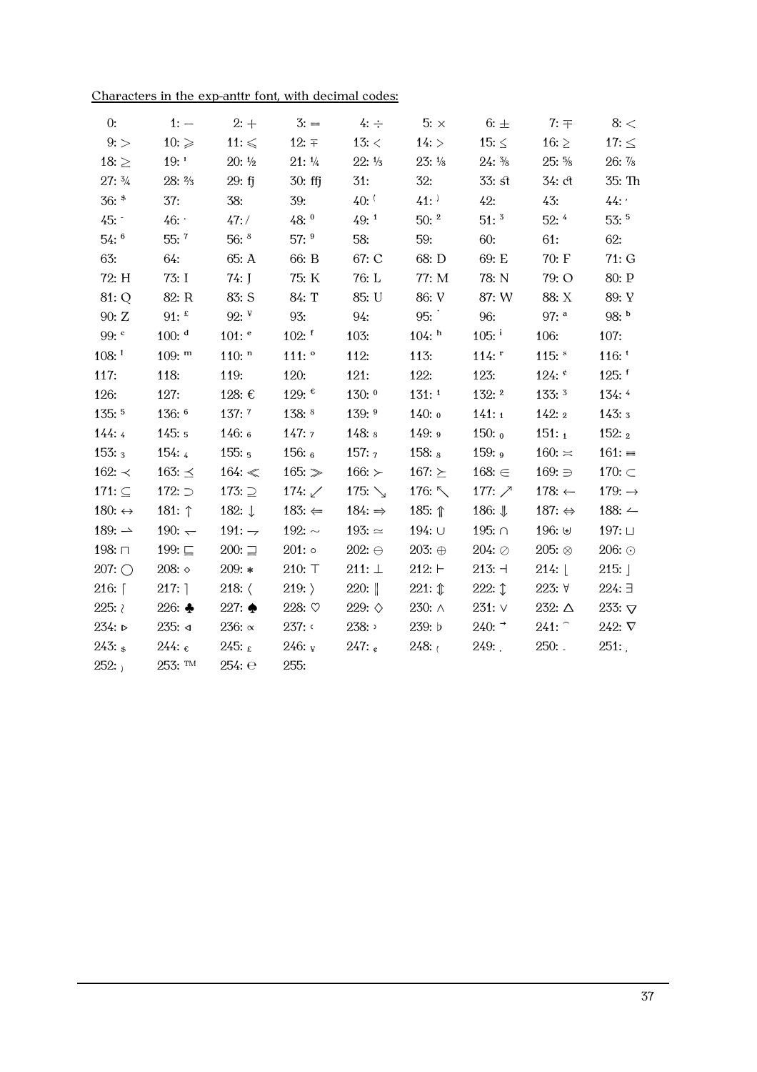Characters in the exp-anttr font, with decimal codes:

| | | | | | | | | |
|---|---|---|---|---|---|---|---|---|
| 0: | 1: − | 2: + | 3: = | 4: ÷ | 5: × | 6: ± | 7: ∓ | 8: < |
| 9: > | 10: ⩾ | 11: ⩽ | 12: ∓ | 13: < | 14: > | 15: ≤ | 16: ≥ | 17: ≤ |
| 18: ≥ | 19: ' | 20: ½ | 21: ¼ | 22: ⅓ | 23: ⅛ | 24: ⅜ | 25: ⅝ | 26: ⅞ |
| 27: ¾ | 28: ⅔ | 29: fj | 30: ffj | 31: | 32: | 33: st | 34: ct | 35: Th |
| 36: $ | 37: | 38: | 39: | 40: ( | 41: ) | 42: | 43: | 44: , |
| 45: - | 46: . | 47: / | 48: 0 | 49: 1 | 50: 2 | 51: 3 | 52: 4 | 53: 5 |
| 54: 6 | 55: 7 | 56: 8 | 57: 9 | 58: | 59: | 60: | 61: | 62: |
| 63: | 64: | 65: A | 66: B | 67: C | 68: D | 69: E | 70: F | 71: G |
| 72: H | 73: I | 74: J | 75: K | 76: L | 77: M | 78: N | 79: O | 80: P |
| 81: Q | 82: R | 83: S | 84: T | 85: U | 86: V | 87: W | 88: X | 89: Y |
| 90: Z | 91: £ | 92: ¥ | 93: | 94: | 95: ˙ | 96: | 97: a | 98: b |
| 99: c | 100: d | 101: e | 102: f | 103: | 104: h | 105: i | 106: | 107: |
| 108: l | 109: m | 110: n | 111: o | 112: | 113: | 114: r | 115: s | 116: t |
| 117: | 118: | 119: | 120: | 121: | 122: | 123: | 124: ¢ | 125: f |
| 126: | 127: | 128: € | 129: € | 130: 0 | 131: 1 | 132: 2 | 133: 3 | 134: 4 |
| 135: 5 | 136: 6 | 137: 7 | 138: 8 | 139: 9 | 140: 0 | 141: 1 | 142: 2 | 143: 3 |
| 144: 4 | 145: 5 | 146: 6 | 147: 7 | 148: 8 | 149: 9 | 150: 0 | 151: 1 | 152: 2 |
| 153: 3 | 154: 4 | 155: 5 | 156: 6 | 157: 7 | 158: 8 | 159: 9 | 160: ≍ | 161: ≡ |
| 162: ≺ | 163: ⪯ | 164: ≪ | 165: ≫ | 166: ≻ | 167: ⪰ | 168: ∈ | 169: ∋ | 170: ⊂ |
| 171: ⊆ | 172: ⊃ | 173: ⊇ | 174: ↙ | 175: ↘ | 176: ↖ | 177: ↗ | 178: ← | 179: → |
| 180: ↔ | 181: ↑ | 182: ↓ | 183: ⇐ | 184: ⇒ | 185: ⇑ | 186: ⇓ | 187: ⇔ | 188: ↼ |
| 189: ⇀ | 190: ↽ | 191: ⇁ | 192: ∼ | 193: ≃ | 194: ∪ | 195: ∩ | 196: ⊎ | 197: ⊔ |
| 198: ⊓ | 199: ⊑ | 200: ⊒ | 201: ∘ | 202: ⊖ | 203: ⊕ | 204: ⊘ | 205: ⊗ | 206: ⊙ |
| 207: ◯ | 208: ⋄ | 209: ∗ | 210: ⊤ | 211: ⊥ | 212: ⊢ | 213: ⊣ | 214: ⌊ | 215: ⌋ |
| 216: ⌈ | 217: ⌉ | 218: ⟨ | 219: ⟩ | 220: ‖ | 221: ⇕ | 222: ↕ | 223: ∀ | 224: ∃ |
| 225: ≀ | 226: ♣ | 227: ♠ | 228: ♡ | 229: ◇ | 230: ∧ | 231: ∨ | 232: △ | 233: ▽ |
| 234: ▹ | 235: ◃ | 236: ∝ | 237: ‹ | 238: › | 239: ♭ | 240: → | 241: ⌒ | 242: ∇ |
| 243: $ | 244: € | 245: £ | 246: ¥ | 247: ¢ | 248: ( | 249: . | 250: - | 251: , |
| 252: ) | 253: ™ | 254: ℮ | 255: | | | | | |